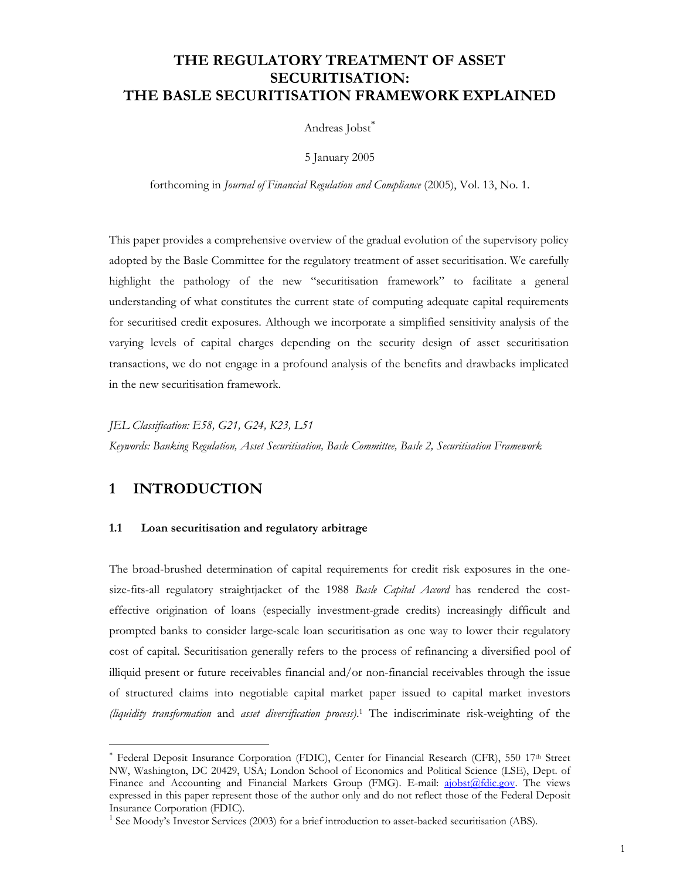# THE REGULATORY TREATMENT OF ASSET SECURITISATION: THE BASLE SECURITISATION FRAMEWORK EXPLAINED

Andreas Jobst[*]

5 January 2005

forthcoming in *Journal of Financial Regulation and Compliance* (2005), Vol. 13, No. 1.

This paper provides a comprehensive overview of the gradual evolution of the supervisory policy adopted by the Basle Committee for the regulatory treatment of asset securitisation. We carefully highlight the pathology of the new "securitisation framework" to facilitate a general understanding of what constitutes the current state of computing adequate capital requirements for securitised credit exposures. Although we incorporate a simplified sensitivity analysis of the varying levels of capital charges depending on the security design of asset securitisation transactions, we do not engage in a profound analysis of the benefits and drawbacks implicated in the new securitisation framework.

*JEL Classification: E58, G21, G24, K23, L51*

*Keywords: Banking Regulation, Asset Securitisation, Basle Committee, Basle 2, Securitisation Framework*

## 1 INTRODUCTION

### 1.1 Loan securitisation and regulatory arbitrage

The broad-brushed determination of capital requirements for credit risk exposures in the one-size-fits-all regulatory straightjacket of the 1988 *Basle Capital Accord* has rendered the cost-effective origination of loans (especially investment-grade credits) increasingly difficult and prompted banks to consider large-scale loan securitisation as one way to lower their regulatory cost of capital. Securitisation generally refers to the process of refinancing a diversified pool of illiquid present or future receivables financial and/or non-financial receivables through the issue of structured claims into negotiable capital market paper issued to capital market investors *(liquidity transformation* and *asset diversification process)*.[1] The indiscriminate risk-weighting of the

---

[*] Federal Deposit Insurance Corporation (FDIC), Center for Financial Research (CFR), 550 17th Street NW, Washington, DC 20429, USA; London School of Economics and Political Science (LSE), Dept. of Finance and Accounting and Financial Markets Group (FMG). E-mail: ajobst@fdic.gov. The views expressed in this paper represent those of the author only and do not reflect those of the Federal Deposit Insurance Corporation (FDIC).

[1] See Moody's Investor Services (2003) for a brief introduction to asset-backed securitisation (ABS).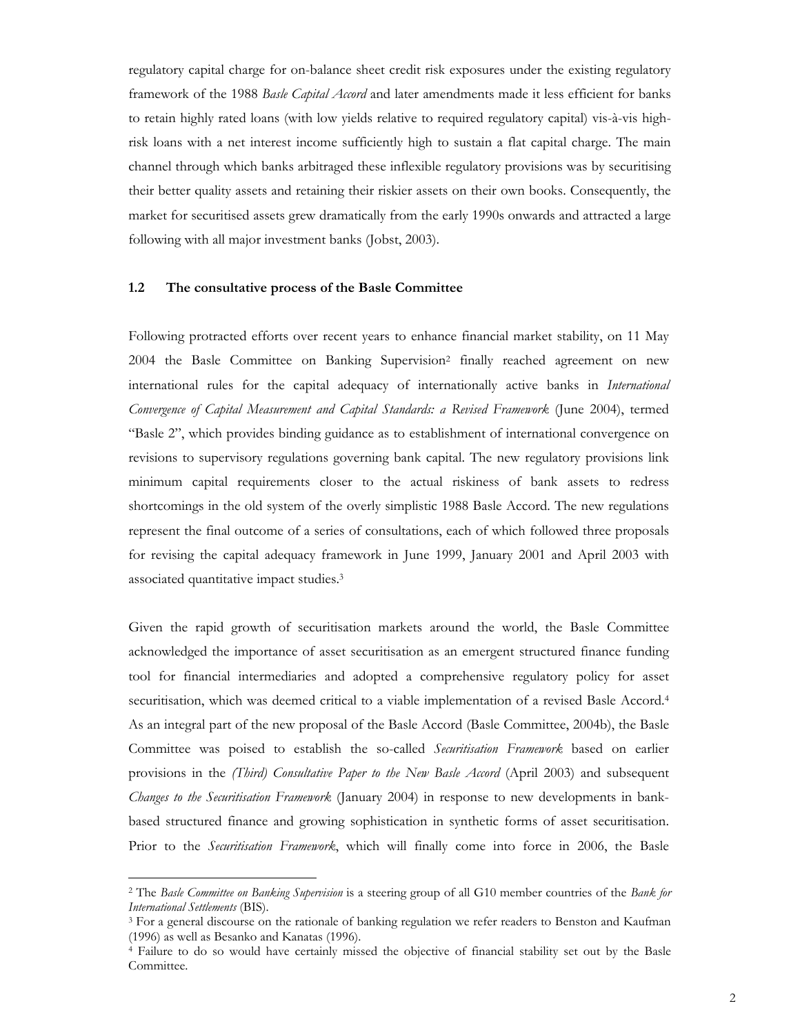regulatory capital charge for on-balance sheet credit risk exposures under the existing regulatory framework of the 1988 *Basle Capital Accord* and later amendments made it less efficient for banks to retain highly rated loans (with low yields relative to required regulatory capital) vis-à-vis high-risk loans with a net interest income sufficiently high to sustain a flat capital charge. The main channel through which banks arbitraged these inflexible regulatory provisions was by securitising their better quality assets and retaining their riskier assets on their own books. Consequently, the market for securitised assets grew dramatically from the early 1990s onwards and attracted a large following with all major investment banks (Jobst, 2003).

### 1.2 The consultative process of the Basle Committee

Following protracted efforts over recent years to enhance financial market stability, on 11 May 2004 the Basle Committee on Banking Supervision[2] finally reached agreement on new international rules for the capital adequacy of internationally active banks in *International Convergence of Capital Measurement and Capital Standards: a Revised Framework* (June 2004), termed "Basle 2", which provides binding guidance as to establishment of international convergence on revisions to supervisory regulations governing bank capital. The new regulatory provisions link minimum capital requirements closer to the actual riskiness of bank assets to redress shortcomings in the old system of the overly simplistic 1988 Basle Accord. The new regulations represent the final outcome of a series of consultations, each of which followed three proposals for revising the capital adequacy framework in June 1999, January 2001 and April 2003 with associated quantitative impact studies.[3]

Given the rapid growth of securitisation markets around the world, the Basle Committee acknowledged the importance of asset securitisation as an emergent structured finance funding tool for financial intermediaries and adopted a comprehensive regulatory policy for asset securitisation, which was deemed critical to a viable implementation of a revised Basle Accord.[4] As an integral part of the new proposal of the Basle Accord (Basle Committee, 2004b), the Basle Committee was poised to establish the so-called *Securitisation Framework* based on earlier provisions in the *(Third) Consultative Paper to the New Basle Accord* (April 2003) and subsequent *Changes to the Securitisation Framework* (January 2004) in response to new developments in bank-based structured finance and growing sophistication in synthetic forms of asset securitisation. Prior to the *Securitisation Framework*, which will finally come into force in 2006, the Basle

---

[2] The *Basle Committee on Banking Supervision* is a steering group of all G10 member countries of the *Bank for International Settlements* (BIS).

[3] For a general discourse on the rationale of banking regulation we refer readers to Benston and Kaufman (1996) as well as Besanko and Kanatas (1996).

[4] Failure to do so would have certainly missed the objective of financial stability set out by the Basle Committee.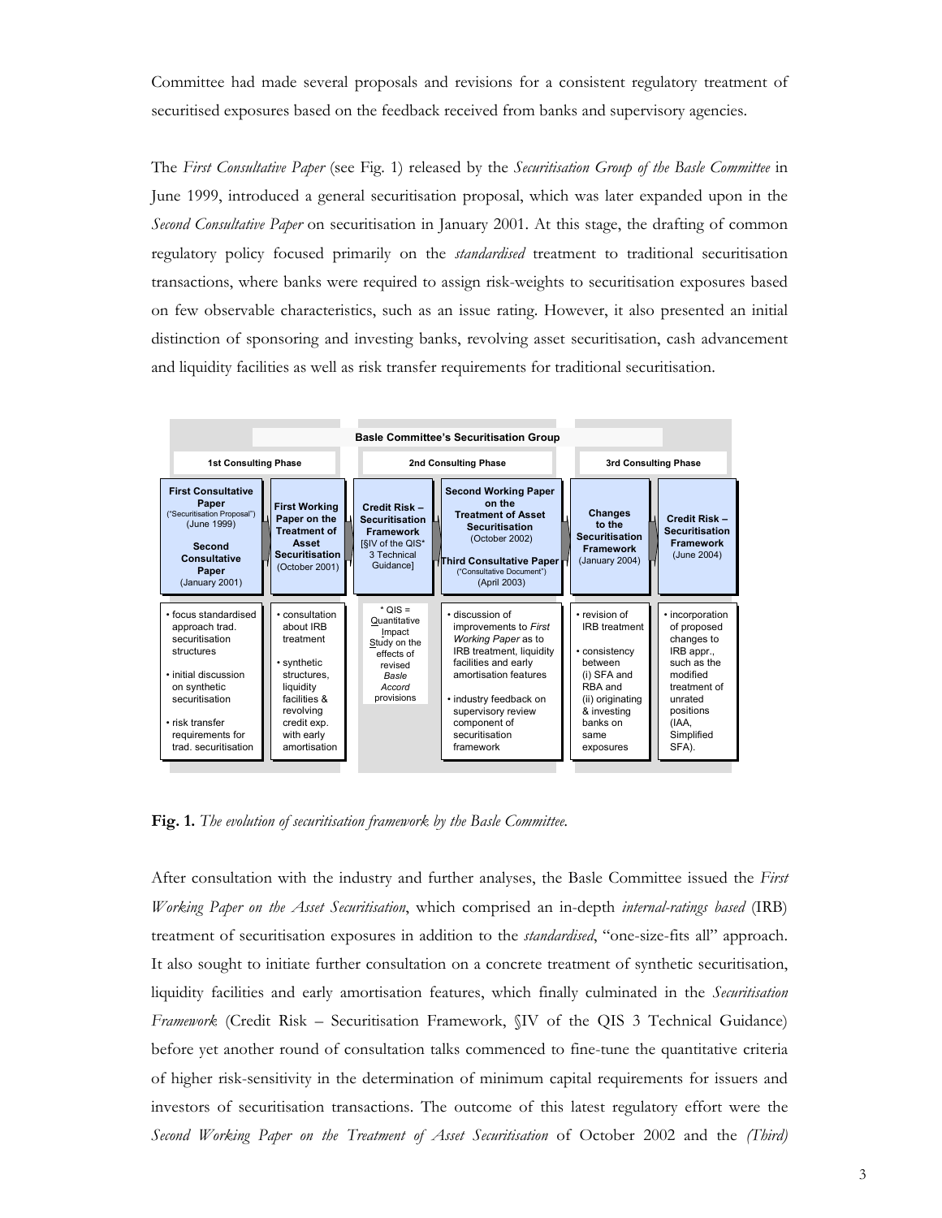Committee had made several proposals and revisions for a consistent regulatory treatment of securitised exposures based on the feedback received from banks and supervisory agencies.

The *First Consultative Paper* (see Fig. 1) released by the *Securitisation Group of the Basle Committee* in June 1999, introduced a general securitisation proposal, which was later expanded upon in the *Second Consultative Paper* on securitisation in January 2001. At this stage, the drafting of common regulatory policy focused primarily on the *standardised* treatment to traditional securitisation transactions, where banks were required to assign risk-weights to securitisation exposures based on few observable characteristics, such as an issue rating. However, it also presented an initial distinction of sponsoring and investing banks, revolving asset securitisation, cash advancement and liquidity facilities as well as risk transfer requirements for traditional securitisation.

**Basle Committee's Securitisation Group**

| 1st Consulting Phase | | 2nd Consulting Phase | | 3rd Consulting Phase | |
|---|---|---|---|---|---|
| **First Consultative Paper** ("Securitisation Proposal") (June 1999)<br>**Second Consultative Paper** (January 2001) | **First Working Paper on the Treatment of Asset Securitisation** (October 2001) | **Credit Risk – Securitisation Framework** [§IV of the QIS* 3 Technical Guidance] | **Second Working Paper on the Treatment of Asset Securitisation** (October 2002)<br>**Third Consultative Paper** ("Consultative Document") (April 2003) | **Changes to the Securitisation Framework** (January 2004) | **Credit Risk – Securitisation Framework** (June 2004) |
| • focus standardised approach trad. securitisation structures<br>• initial discussion on synthetic securitisation<br>• risk transfer requirements for trad. securitisation | • consultation about IRB treatment<br>• synthetic structures, liquidity facilities & revolving credit exp. with early amortisation | * QIS = Quantitative Impact Study on the effects of revised *Basle Accord* provisions | • discussion of improvements to *First Working Paper* as to IRB treatment, liquidity facilities and early amortisation features<br>• industry feedback on supervisory review component of securitisation framework | • revision of IRB treatment<br>• consistency between (i) SFA and RBA and (ii) originating & investing banks on same exposures | • incorporation of proposed changes to IRB appr., such as the modified treatment of unrated positions (IAA, Simplified SFA). |

**Fig. 1.** *The evolution of securitisation framework by the Basle Committee.*

After consultation with the industry and further analyses, the Basle Committee issued the *First Working Paper on the Asset Securitisation*, which comprised an in-depth *internal-ratings based* (IRB) treatment of securitisation exposures in addition to the *standardised*, "one-size-fits all" approach. It also sought to initiate further consultation on a concrete treatment of synthetic securitisation, liquidity facilities and early amortisation features, which finally culminated in the *Securitisation Framework* (Credit Risk – Securitisation Framework, §IV of the QIS 3 Technical Guidance) before yet another round of consultation talks commenced to fine-tune the quantitative criteria of higher risk-sensitivity in the determination of minimum capital requirements for issuers and investors of securitisation transactions. The outcome of this latest regulatory effort were the *Second Working Paper on the Treatment of Asset Securitisation* of October 2002 and the *(Third)*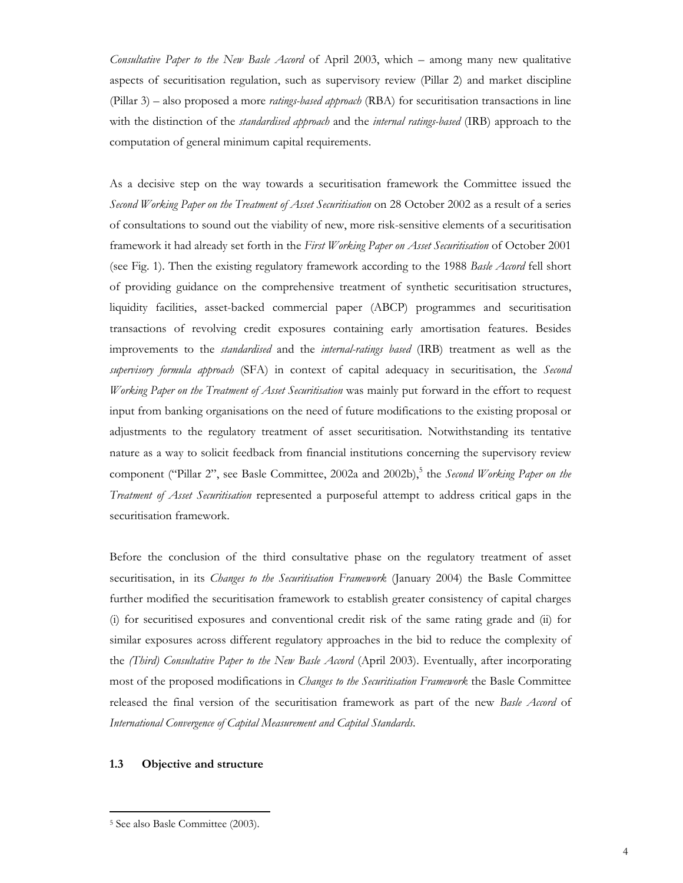*Consultative Paper to the New Basle Accord* of April 2003, which – among many new qualitative aspects of securitisation regulation, such as supervisory review (Pillar 2) and market discipline (Pillar 3) – also proposed a more *ratings-based approach* (RBA) for securitisation transactions in line with the distinction of the *standardised approach* and the *internal ratings-based* (IRB) approach to the computation of general minimum capital requirements.

As a decisive step on the way towards a securitisation framework the Committee issued the *Second Working Paper on the Treatment of Asset Securitisation* on 28 October 2002 as a result of a series of consultations to sound out the viability of new, more risk-sensitive elements of a securitisation framework it had already set forth in the *First Working Paper on Asset Securitisation* of October 2001 (see Fig. 1). Then the existing regulatory framework according to the 1988 *Basle Accord* fell short of providing guidance on the comprehensive treatment of synthetic securitisation structures, liquidity facilities, asset-backed commercial paper (ABCP) programmes and securitisation transactions of revolving credit exposures containing early amortisation features. Besides improvements to the *standardised* and the *internal-ratings based* (IRB) treatment as well as the *supervisory formula approach* (SFA) in context of capital adequacy in securitisation, the *Second Working Paper on the Treatment of Asset Securitisation* was mainly put forward in the effort to request input from banking organisations on the need of future modifications to the existing proposal or adjustments to the regulatory treatment of asset securitisation. Notwithstanding its tentative nature as a way to solicit feedback from financial institutions concerning the supervisory review component ("Pillar 2", see Basle Committee, 2002a and 2002b),[5] the *Second Working Paper on the Treatment of Asset Securitisation* represented a purposeful attempt to address critical gaps in the securitisation framework.

Before the conclusion of the third consultative phase on the regulatory treatment of asset securitisation, in its *Changes to the Securitisation Framework* (January 2004) the Basle Committee further modified the securitisation framework to establish greater consistency of capital charges (i) for securitised exposures and conventional credit risk of the same rating grade and (ii) for similar exposures across different regulatory approaches in the bid to reduce the complexity of the *(Third) Consultative Paper to the New Basle Accord* (April 2003). Eventually, after incorporating most of the proposed modifications in *Changes to the Securitisation Framework* the Basle Committee released the final version of the securitisation framework as part of the new *Basle Accord* of *International Convergence of Capital Measurement and Capital Standards*.

### 1.3 Objective and structure

[5] See also Basle Committee (2003).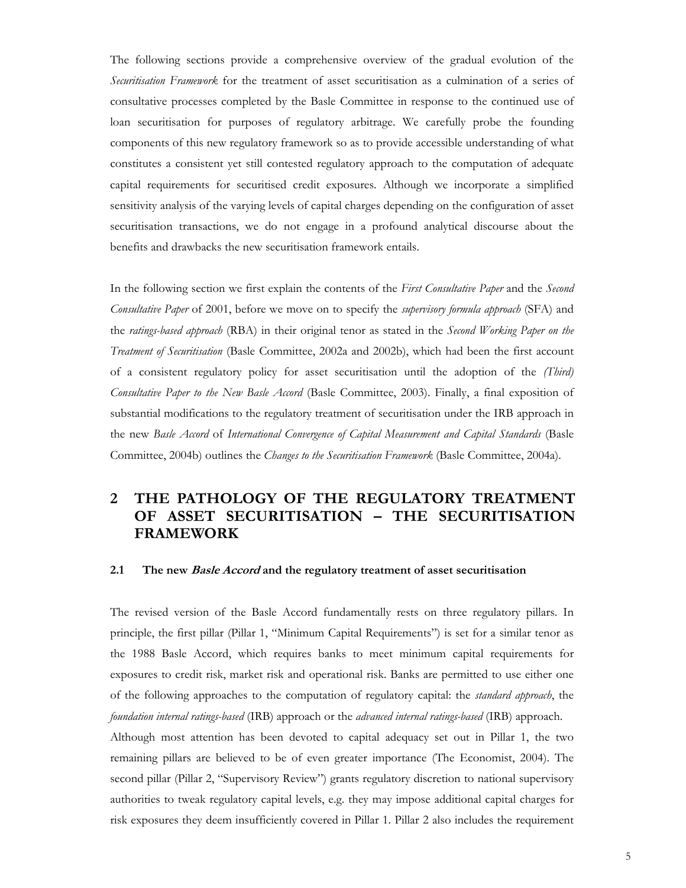The following sections provide a comprehensive overview of the gradual evolution of the *Securitisation Framework* for the treatment of asset securitisation as a culmination of a series of consultative processes completed by the Basle Committee in response to the continued use of loan securitisation for purposes of regulatory arbitrage. We carefully probe the founding components of this new regulatory framework so as to provide accessible understanding of what constitutes a consistent yet still contested regulatory approach to the computation of adequate capital requirements for securitised credit exposures. Although we incorporate a simplified sensitivity analysis of the varying levels of capital charges depending on the configuration of asset securitisation transactions, we do not engage in a profound analytical discourse about the benefits and drawbacks the new securitisation framework entails.

In the following section we first explain the contents of the *First Consultative Paper* and the *Second Consultative Paper* of 2001, before we move on to specify the *supervisory formula approach* (SFA) and the *ratings-based approach* (RBA) in their original tenor as stated in the *Second Working Paper on the Treatment of Securitisation* (Basle Committee, 2002a and 2002b), which had been the first account of a consistent regulatory policy for asset securitisation until the adoption of the *(Third) Consultative Paper to the New Basle Accord* (Basle Committee, 2003). Finally, a final exposition of substantial modifications to the regulatory treatment of securitisation under the IRB approach in the new *Basle Accord* of *International Convergence of Capital Measurement and Capital Standards* (Basle Committee, 2004b) outlines the *Changes to the Securitisation Framework* (Basle Committee, 2004a).

# 2 THE PATHOLOGY OF THE REGULATORY TREATMENT OF ASSET SECURITISATION – THE SECURITISATION FRAMEWORK

## 2.1 The new *Basle Accord* and the regulatory treatment of asset securitisation

The revised version of the Basle Accord fundamentally rests on three regulatory pillars. In principle, the first pillar (Pillar 1, "Minimum Capital Requirements") is set for a similar tenor as the 1988 Basle Accord, which requires banks to meet minimum capital requirements for exposures to credit risk, market risk and operational risk. Banks are permitted to use either one of the following approaches to the computation of regulatory capital: the *standard approach*, the *foundation internal ratings-based* (IRB) approach or the *advanced internal ratings-based* (IRB) approach.

Although most attention has been devoted to capital adequacy set out in Pillar 1, the two remaining pillars are believed to be of even greater importance (The Economist, 2004). The second pillar (Pillar 2, "Supervisory Review") grants regulatory discretion to national supervisory authorities to tweak regulatory capital levels, e.g. they may impose additional capital charges for risk exposures they deem insufficiently covered in Pillar 1. Pillar 2 also includes the requirement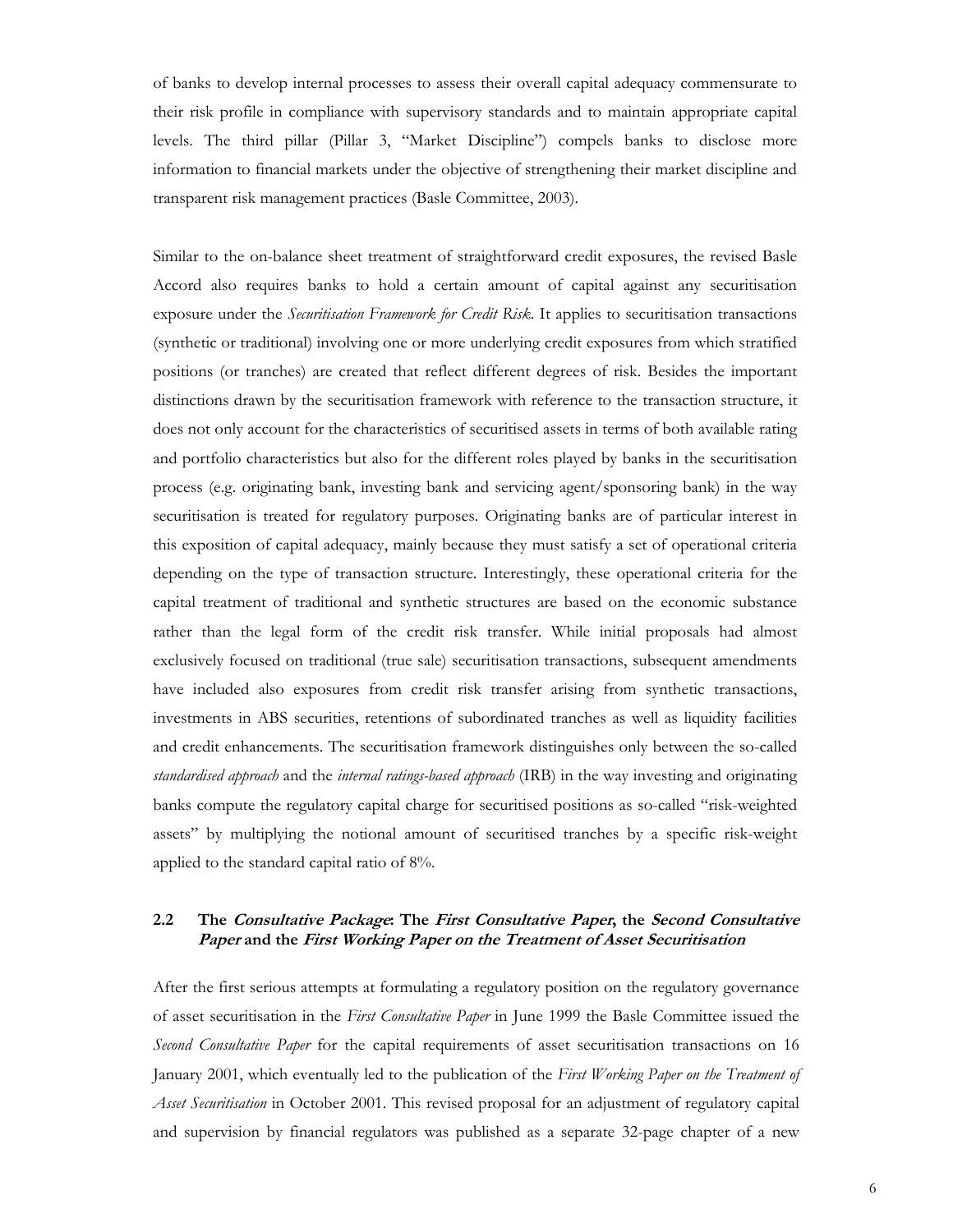of banks to develop internal processes to assess their overall capital adequacy commensurate to their risk profile in compliance with supervisory standards and to maintain appropriate capital levels. The third pillar (Pillar 3, "Market Discipline") compels banks to disclose more information to financial markets under the objective of strengthening their market discipline and transparent risk management practices (Basle Committee, 2003).

Similar to the on-balance sheet treatment of straightforward credit exposures, the revised Basle Accord also requires banks to hold a certain amount of capital against any securitisation exposure under the *Securitisation Framework for Credit Risk*. It applies to securitisation transactions (synthetic or traditional) involving one or more underlying credit exposures from which stratified positions (or tranches) are created that reflect different degrees of risk. Besides the important distinctions drawn by the securitisation framework with reference to the transaction structure, it does not only account for the characteristics of securitised assets in terms of both available rating and portfolio characteristics but also for the different roles played by banks in the securitisation process (e.g. originating bank, investing bank and servicing agent/sponsoring bank) in the way securitisation is treated for regulatory purposes. Originating banks are of particular interest in this exposition of capital adequacy, mainly because they must satisfy a set of operational criteria depending on the type of transaction structure. Interestingly, these operational criteria for the capital treatment of traditional and synthetic structures are based on the economic substance rather than the legal form of the credit risk transfer. While initial proposals had almost exclusively focused on traditional (true sale) securitisation transactions, subsequent amendments have included also exposures from credit risk transfer arising from synthetic transactions, investments in ABS securities, retentions of subordinated tranches as well as liquidity facilities and credit enhancements. The securitisation framework distinguishes only between the so-called *standardised approach* and the *internal ratings-based approach* (IRB) in the way investing and originating banks compute the regulatory capital charge for securitised positions as so-called "risk-weighted assets" by multiplying the notional amount of securitised tranches by a specific risk-weight applied to the standard capital ratio of 8%.

### 2.2 The *Consultative Package*: The *First Consultative Paper*, the *Second Consultative Paper* and the *First Working Paper on the Treatment of Asset Securitisation*

After the first serious attempts at formulating a regulatory position on the regulatory governance of asset securitisation in the *First Consultative Paper* in June 1999 the Basle Committee issued the *Second Consultative Paper* for the capital requirements of asset securitisation transactions on 16 January 2001, which eventually led to the publication of the *First Working Paper on the Treatment of Asset Securitisation* in October 2001. This revised proposal for an adjustment of regulatory capital and supervision by financial regulators was published as a separate 32-page chapter of a new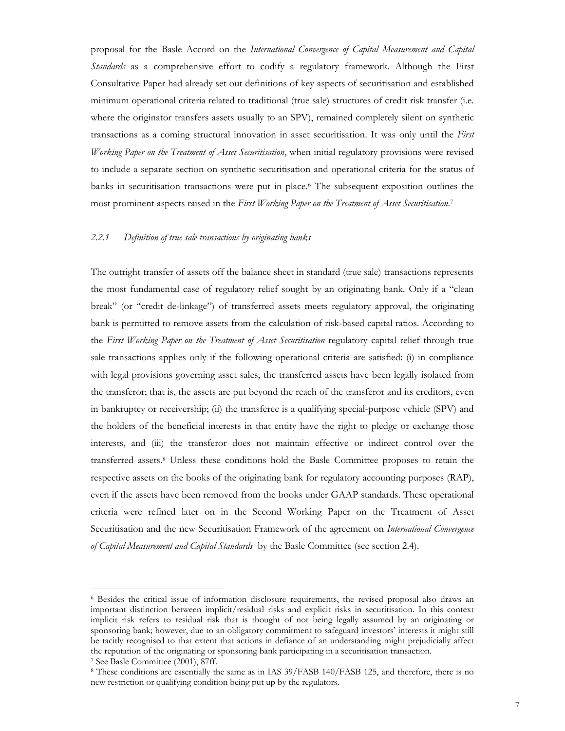proposal for the Basle Accord on the *International Convergence of Capital Measurement and Capital Standards* as a comprehensive effort to codify a regulatory framework. Although the First Consultative Paper had already set out definitions of key aspects of securitisation and established minimum operational criteria related to traditional (true sale) structures of credit risk transfer (i.e. where the originator transfers assets usually to an SPV), remained completely silent on synthetic transactions as a coming structural innovation in asset securitisation. It was only until the *First Working Paper on the Treatment of Asset Securitisation*, when initial regulatory provisions were revised to include a separate section on synthetic securitisation and operational criteria for the status of banks in securitisation transactions were put in place.[6] The subsequent exposition outlines the most prominent aspects raised in the *First Working Paper on the Treatment of Asset Securitisation*.[7]

### *2.2.1 Definition of true sale transactions by originating banks*

The outright transfer of assets off the balance sheet in standard (true sale) transactions represents the most fundamental case of regulatory relief sought by an originating bank. Only if a "clean break" (or "credit de-linkage") of transferred assets meets regulatory approval, the originating bank is permitted to remove assets from the calculation of risk-based capital ratios. According to the *First Working Paper on the Treatment of Asset Securitisation* regulatory capital relief through true sale transactions applies only if the following operational criteria are satisfied: (i) in compliance with legal provisions governing asset sales, the transferred assets have been legally isolated from the transferor; that is, the assets are put beyond the reach of the transferor and its creditors, even in bankruptcy or receivership; (ii) the transferee is a qualifying special-purpose vehicle (SPV) and the holders of the beneficial interests in that entity have the right to pledge or exchange those interests, and (iii) the transferor does not maintain effective or indirect control over the transferred assets.[8] Unless these conditions hold the Basle Committee proposes to retain the respective assets on the books of the originating bank for regulatory accounting purposes (RAP), even if the assets have been removed from the books under GAAP standards. These operational criteria were refined later on in the Second Working Paper on the Treatment of Asset Securitisation and the new Securitisation Framework of the agreement on *International Convergence of Capital Measurement and Capital Standards* by the Basle Committee (see section 2.4).

---

[6] Besides the critical issue of information disclosure requirements, the revised proposal also draws an important distinction between implicit/residual risks and explicit risks in securitisation. In this context implicit risk refers to residual risk that is thought of not being legally assumed by an originating or sponsoring bank; however, due to an obligatory commitment to safeguard investors' interests it might still be tacitly recognised to that extent that actions in defiance of an understanding might prejudicially affect the reputation of the originating or sponsoring bank participating in a securitisation transaction.

[7] See Basle Committee (2001), 87ff.

[8] These conditions are essentially the same as in IAS 39/FASB 140/FASB 125, and therefore, there is no new restriction or qualifying condition being put up by the regulators.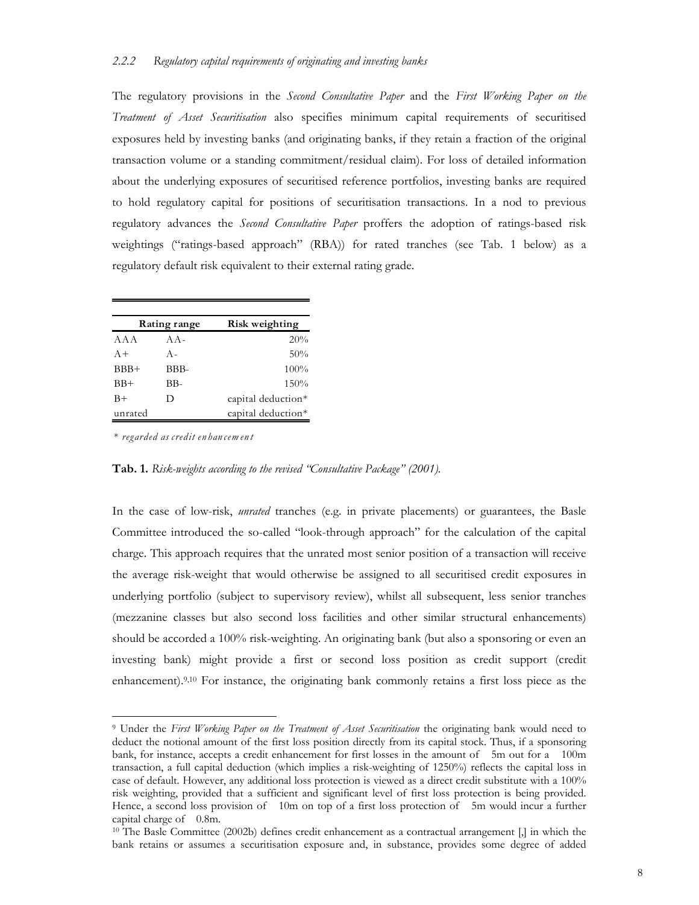### 2.2.2 *Regulatory capital requirements of originating and investing banks*

The regulatory provisions in the *Second Consultative Paper* and the *First Working Paper on the Treatment of Asset Securitisation* also specifies minimum capital requirements of securitised exposures held by investing banks (and originating banks, if they retain a fraction of the original transaction volume or a standing commitment/residual claim). For loss of detailed information about the underlying exposures of securitised reference portfolios, investing banks are required to hold regulatory capital for positions of securitisation transactions. In a nod to previous regulatory advances the *Second Consultative Paper* proffers the adoption of ratings-based risk weightings ("ratings-based approach" (RBA)) for rated tranches (see Tab. 1 below) as a regulatory default risk equivalent to their external rating grade.

| Rating range | | Risk weighting |
|---|---|---|
| AAA | AA- | 20% |
| A+ | A- | 50% |
| BBB+ | BBB- | 100% |
| BB+ | BB- | 150% |
| B+ | D | capital deduction* |
| unrated | | capital deduction* |

*\* regarded as credit enhancement*

**Tab. 1.** *Risk-weights according to the revised "Consultative Package" (2001).*

In the case of low-risk, *unrated* tranches (e.g. in private placements) or guarantees, the Basle Committee introduced the so-called "look-through approach" for the calculation of the capital charge. This approach requires that the unrated most senior position of a transaction will receive the average risk-weight that would otherwise be assigned to all securitised credit exposures in underlying portfolio (subject to supervisory review), whilst all subsequent, less senior tranches (mezzanine classes but also second loss facilities and other similar structural enhancements) should be accorded a 100% risk-weighting. An originating bank (but also a sponsoring or even an investing bank) might provide a first or second loss position as credit support (credit enhancement).[9,10] For instance, the originating bank commonly retains a first loss piece as the

[9] Under the *First Working Paper on the Treatment of Asset Securitisation* the originating bank would need to deduct the notional amount of the first loss position directly from its capital stock. Thus, if a sponsoring bank, for instance, accepts a credit enhancement for first losses in the amount of 5m out for a 100m transaction, a full capital deduction (which implies a risk-weighting of 1250%) reflects the capital loss in case of default. However, any additional loss protection is viewed as a direct credit substitute with a 100% risk weighting, provided that a sufficient and significant level of first loss protection is being provided. Hence, a second loss provision of 10m on top of a first loss protection of 5m would incur a further capital charge of 0.8m.

[10] The Basle Committee (2002b) defines credit enhancement as a contractual arrangement [,] in which the bank retains or assumes a securitisation exposure and, in substance, provides some degree of added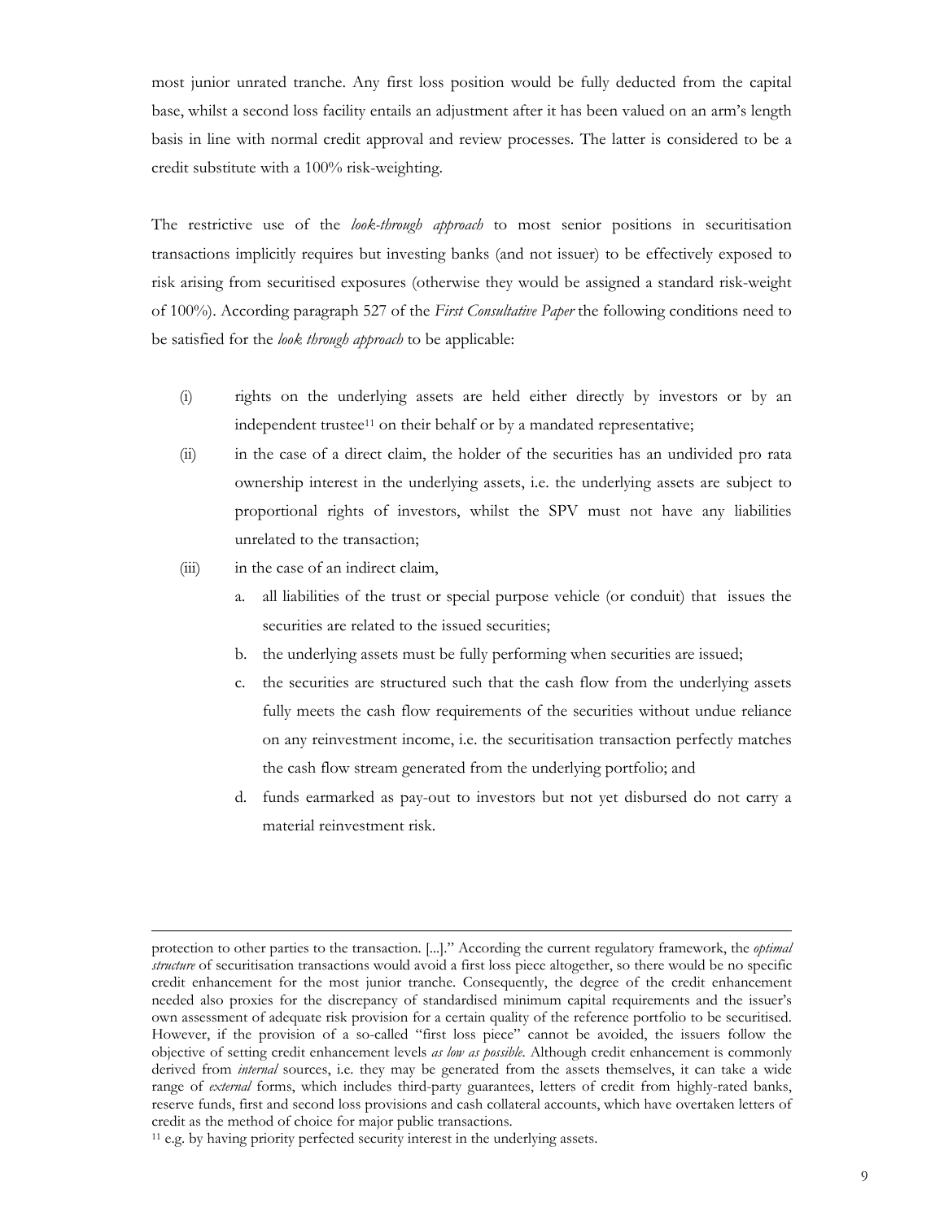most junior unrated tranche. Any first loss position would be fully deducted from the capital base, whilst a second loss facility entails an adjustment after it has been valued on an arm's length basis in line with normal credit approval and review processes. The latter is considered to be a credit substitute with a 100% risk-weighting.

The restrictive use of the *look-through approach* to most senior positions in securitisation transactions implicitly requires but investing banks (and not issuer) to be effectively exposed to risk arising from securitised exposures (otherwise they would be assigned a standard risk-weight of 100%). According paragraph 527 of the *First Consultative Paper* the following conditions need to be satisfied for the *look through approach* to be applicable:

(i) rights on the underlying assets are held either directly by investors or by an independent trustee[11] on their behalf or by a mandated representative;

(ii) in the case of a direct claim, the holder of the securities has an undivided pro rata ownership interest in the underlying assets, i.e. the underlying assets are subject to proportional rights of investors, whilst the SPV must not have any liabilities unrelated to the transaction;

(iii) in the case of an indirect claim,

  a. all liabilities of the trust or special purpose vehicle (or conduit) that issues the securities are related to the issued securities;

  b. the underlying assets must be fully performing when securities are issued;

  c. the securities are structured such that the cash flow from the underlying assets fully meets the cash flow requirements of the securities without undue reliance on any reinvestment income, i.e. the securitisation transaction perfectly matches the cash flow stream generated from the underlying portfolio; and

  d. funds earmarked as pay-out to investors but not yet disbursed do not carry a material reinvestment risk.

---

protection to other parties to the transaction. [...]." According the current regulatory framework, the *optimal structure* of securitisation transactions would avoid a first loss piece altogether, so there would be no specific credit enhancement for the most junior tranche. Consequently, the degree of the credit enhancement needed also proxies for the discrepancy of standardised minimum capital requirements and the issuer's own assessment of adequate risk provision for a certain quality of the reference portfolio to be securitised. However, if the provision of a so-called "first loss piece" cannot be avoided, the issuers follow the objective of setting credit enhancement levels *as low as possible*. Although credit enhancement is commonly derived from *internal* sources, i.e. they may be generated from the assets themselves, it can take a wide range of *external* forms, which includes third-party guarantees, letters of credit from highly-rated banks, reserve funds, first and second loss provisions and cash collateral accounts, which have overtaken letters of credit as the method of choice for major public transactions.

[11] e.g. by having priority perfected security interest in the underlying assets.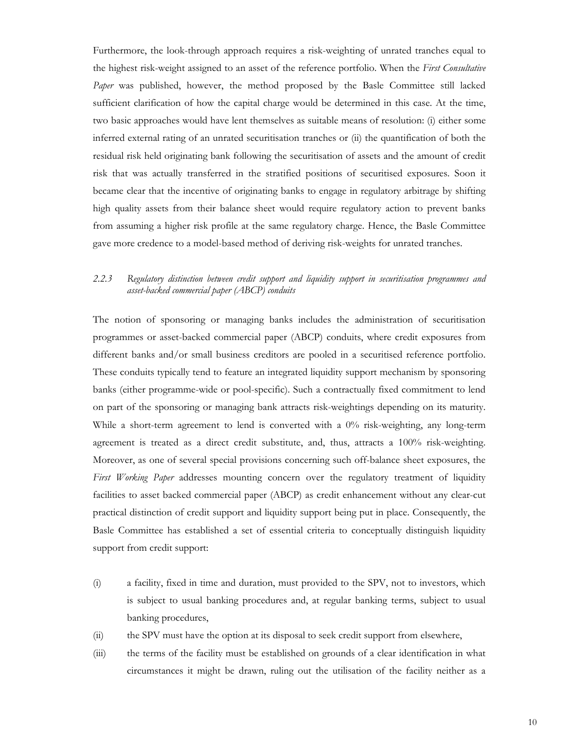Furthermore, the look-through approach requires a risk-weighting of unrated tranches equal to the highest risk-weight assigned to an asset of the reference portfolio. When the *First Consultative Paper* was published, however, the method proposed by the Basle Committee still lacked sufficient clarification of how the capital charge would be determined in this case. At the time, two basic approaches would have lent themselves as suitable means of resolution: (i) either some inferred external rating of an unrated securitisation tranches or (ii) the quantification of both the residual risk held originating bank following the securitisation of assets and the amount of credit risk that was actually transferred in the stratified positions of securitised exposures. Soon it became clear that the incentive of originating banks to engage in regulatory arbitrage by shifting high quality assets from their balance sheet would require regulatory action to prevent banks from assuming a higher risk profile at the same regulatory charge. Hence, the Basle Committee gave more credence to a model-based method of deriving risk-weights for unrated tranches.

### *2.2.3 Regulatory distinction between credit support and liquidity support in securitisation programmes and asset-backed commercial paper (ABCP) conduits*

The notion of sponsoring or managing banks includes the administration of securitisation programmes or asset-backed commercial paper (ABCP) conduits, where credit exposures from different banks and/or small business creditors are pooled in a securitised reference portfolio. These conduits typically tend to feature an integrated liquidity support mechanism by sponsoring banks (either programme-wide or pool-specific). Such a contractually fixed commitment to lend on part of the sponsoring or managing bank attracts risk-weightings depending on its maturity. While a short-term agreement to lend is converted with a 0% risk-weighting, any long-term agreement is treated as a direct credit substitute, and, thus, attracts a 100% risk-weighting. Moreover, as one of several special provisions concerning such off-balance sheet exposures, the *First Working Paper* addresses mounting concern over the regulatory treatment of liquidity facilities to asset backed commercial paper (ABCP) as credit enhancement without any clear-cut practical distinction of credit support and liquidity support being put in place. Consequently, the Basle Committee has established a set of essential criteria to conceptually distinguish liquidity support from credit support:

- (i) a facility, fixed in time and duration, must provided to the SPV, not to investors, which is subject to usual banking procedures and, at regular banking terms, subject to usual banking procedures,
- (ii) the SPV must have the option at its disposal to seek credit support from elsewhere,
- (iii) the terms of the facility must be established on grounds of a clear identification in what circumstances it might be drawn, ruling out the utilisation of the facility neither as a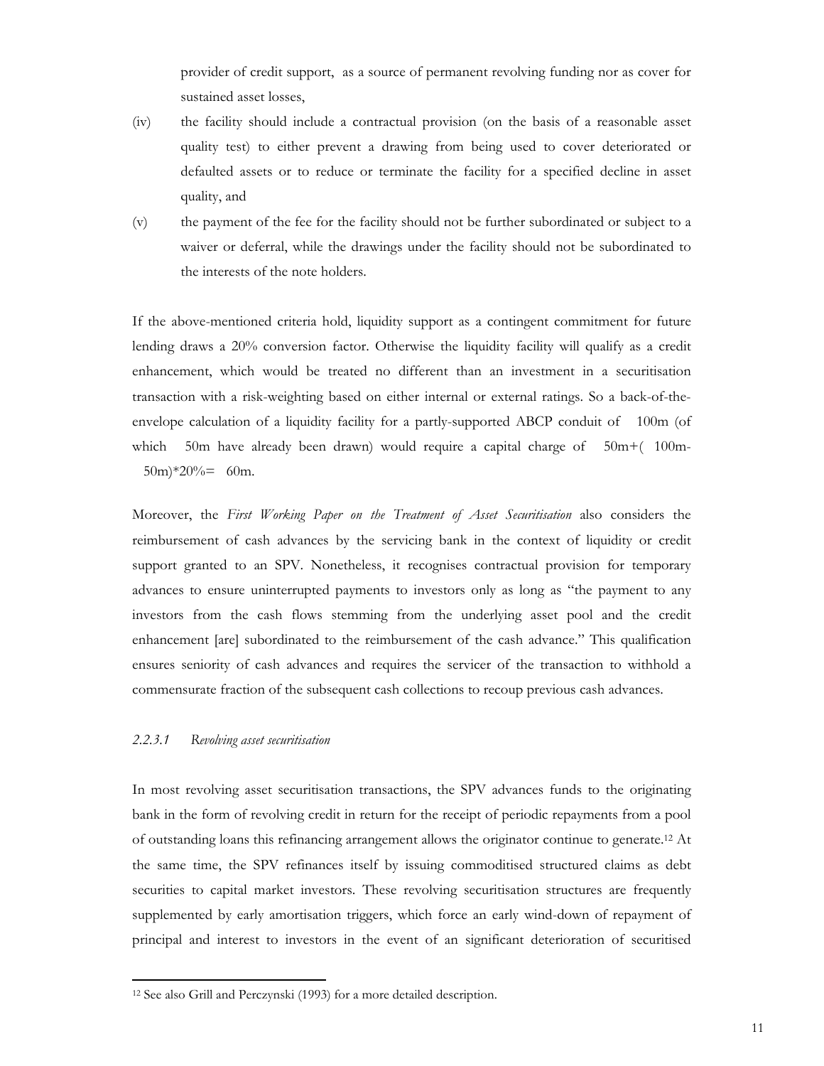provider of credit support, as a source of permanent revolving funding nor as cover for sustained asset losses,

(iv) the facility should include a contractual provision (on the basis of a reasonable asset quality test) to either prevent a drawing from being used to cover deteriorated or defaulted assets or to reduce or terminate the facility for a specified decline in asset quality, and

(v) the payment of the fee for the facility should not be further subordinated or subject to a waiver or deferral, while the drawings under the facility should not be subordinated to the interests of the note holders.

If the above-mentioned criteria hold, liquidity support as a contingent commitment for future lending draws a 20% conversion factor. Otherwise the liquidity facility will qualify as a credit enhancement, which would be treated no different than an investment in a securitisation transaction with a risk-weighting based on either internal or external ratings. So a back-of-the-envelope calculation of a liquidity facility for a partly-supported ABCP conduit of 100m (of which 50m have already been drawn) would require a capital charge of 50m+( 100m- 50m)*20%= 60m.

Moreover, the *First Working Paper on the Treatment of Asset Securitisation* also considers the reimbursement of cash advances by the servicing bank in the context of liquidity or credit support granted to an SPV. Nonetheless, it recognises contractual provision for temporary advances to ensure uninterrupted payments to investors only as long as "the payment to any investors from the cash flows stemming from the underlying asset pool and the credit enhancement [are] subordinated to the reimbursement of the cash advance." This qualification ensures seniority of cash advances and requires the servicer of the transaction to withhold a commensurate fraction of the subsequent cash collections to recoup previous cash advances.

#### *2.2.3.1 Revolving asset securitisation*

In most revolving asset securitisation transactions, the SPV advances funds to the originating bank in the form of revolving credit in return for the receipt of periodic repayments from a pool of outstanding loans this refinancing arrangement allows the originator continue to generate.[12] At the same time, the SPV refinances itself by issuing commoditised structured claims as debt securities to capital market investors. These revolving securitisation structures are frequently supplemented by early amortisation triggers, which force an early wind-down of repayment of principal and interest to investors in the event of an significant deterioration of securitised

[12] See also Grill and Perczynski (1993) for a more detailed description.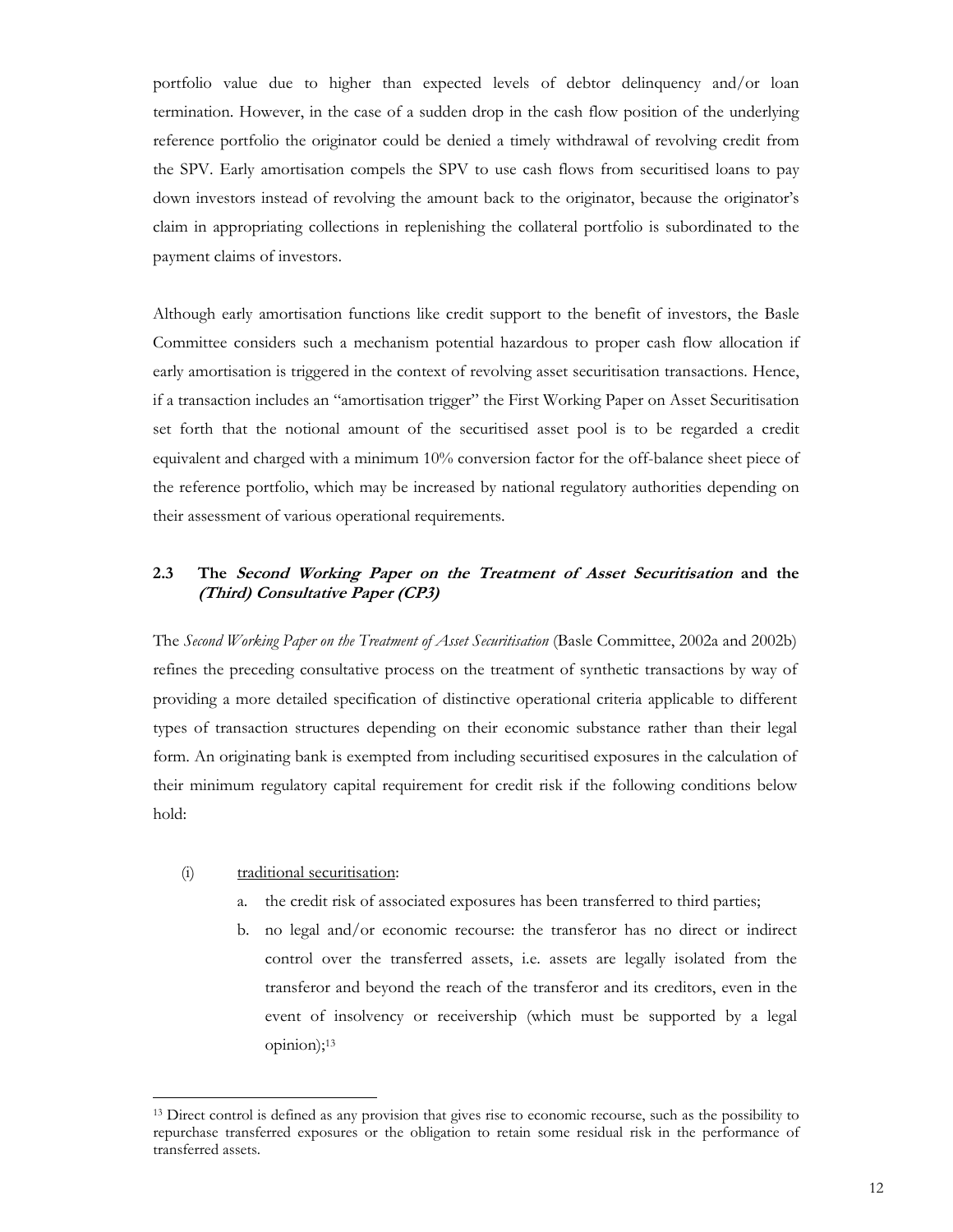portfolio value due to higher than expected levels of debtor delinquency and/or loan termination. However, in the case of a sudden drop in the cash flow position of the underlying reference portfolio the originator could be denied a timely withdrawal of revolving credit from the SPV. Early amortisation compels the SPV to use cash flows from securitised loans to pay down investors instead of revolving the amount back to the originator, because the originator's claim in appropriating collections in replenishing the collateral portfolio is subordinated to the payment claims of investors.

Although early amortisation functions like credit support to the benefit of investors, the Basle Committee considers such a mechanism potential hazardous to proper cash flow allocation if early amortisation is triggered in the context of revolving asset securitisation transactions. Hence, if a transaction includes an "amortisation trigger" the First Working Paper on Asset Securitisation set forth that the notional amount of the securitised asset pool is to be regarded a credit equivalent and charged with a minimum 10% conversion factor for the off-balance sheet piece of the reference portfolio, which may be increased by national regulatory authorities depending on their assessment of various operational requirements.

## 2.3 The *Second Working Paper on the Treatment of Asset Securitisation* and the *(Third) Consultative Paper (CP3)*

The *Second Working Paper on the Treatment of Asset Securitisation* (Basle Committee, 2002a and 2002b) refines the preceding consultative process on the treatment of synthetic transactions by way of providing a more detailed specification of distinctive operational criteria applicable to different types of transaction structures depending on their economic substance rather than their legal form. An originating bank is exempted from including securitised exposures in the calculation of their minimum regulatory capital requirement for credit risk if the following conditions below hold:

(i) traditional securitisation:

a. the credit risk of associated exposures has been transferred to third parties;

b. no legal and/or economic recourse: the transferor has no direct or indirect control over the transferred assets, i.e. assets are legally isolated from the transferor and beyond the reach of the transferor and its creditors, even in the event of insolvency or receivership (which must be supported by a legal opinion);[13]

[13] Direct control is defined as any provision that gives rise to economic recourse, such as the possibility to repurchase transferred exposures or the obligation to retain some residual risk in the performance of transferred assets.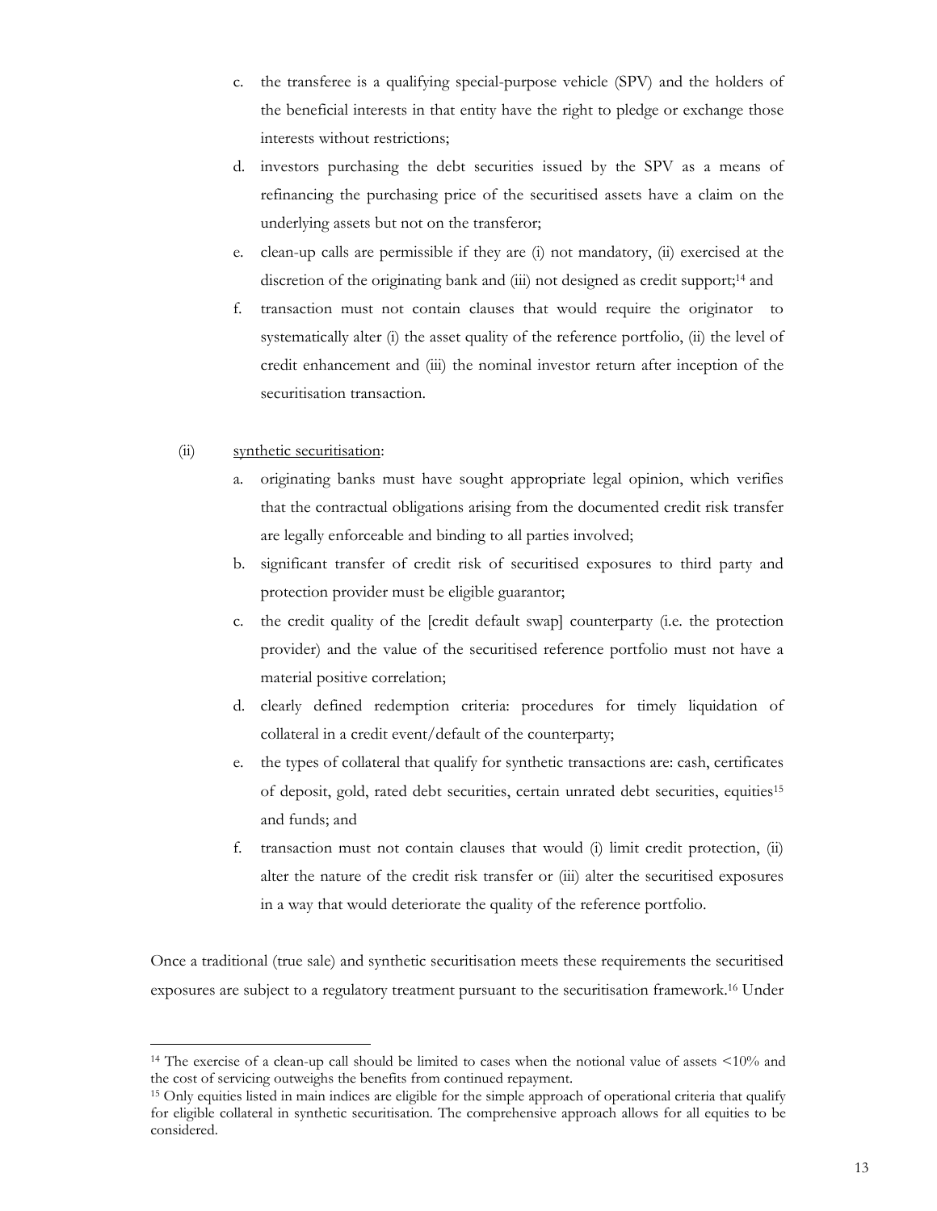c. the transferee is a qualifying special-purpose vehicle (SPV) and the holders of the beneficial interests in that entity have the right to pledge or exchange those interests without restrictions;

d. investors purchasing the debt securities issued by the SPV as a means of refinancing the purchasing price of the securitised assets have a claim on the underlying assets but not on the transferor;

e. clean-up calls are permissible if they are (i) not mandatory, (ii) exercised at the discretion of the originating bank and (iii) not designed as credit support;[14] and

f. transaction must not contain clauses that would require the originator to systematically alter (i) the asset quality of the reference portfolio, (ii) the level of credit enhancement and (iii) the nominal investor return after inception of the securitisation transaction.

(ii) <u>synthetic securitisation</u>:

a. originating banks must have sought appropriate legal opinion, which verifies that the contractual obligations arising from the documented credit risk transfer are legally enforceable and binding to all parties involved;

b. significant transfer of credit risk of securitised exposures to third party and protection provider must be eligible guarantor;

c. the credit quality of the [credit default swap] counterparty (i.e. the protection provider) and the value of the securitised reference portfolio must not have a material positive correlation;

d. clearly defined redemption criteria: procedures for timely liquidation of collateral in a credit event/default of the counterparty;

e. the types of collateral that qualify for synthetic transactions are: cash, certificates of deposit, gold, rated debt securities, certain unrated debt securities, equities[15] and funds; and

f. transaction must not contain clauses that would (i) limit credit protection, (ii) alter the nature of the credit risk transfer or (iii) alter the securitised exposures in a way that would deteriorate the quality of the reference portfolio.

Once a traditional (true sale) and synthetic securitisation meets these requirements the securitised exposures are subject to a regulatory treatment pursuant to the securitisation framework.[16] Under

---

[14] The exercise of a clean-up call should be limited to cases when the notional value of assets <10% and the cost of servicing outweighs the benefits from continued repayment.

[15] Only equities listed in main indices are eligible for the simple approach of operational criteria that qualify for eligible collateral in synthetic securitisation. The comprehensive approach allows for all equities to be considered.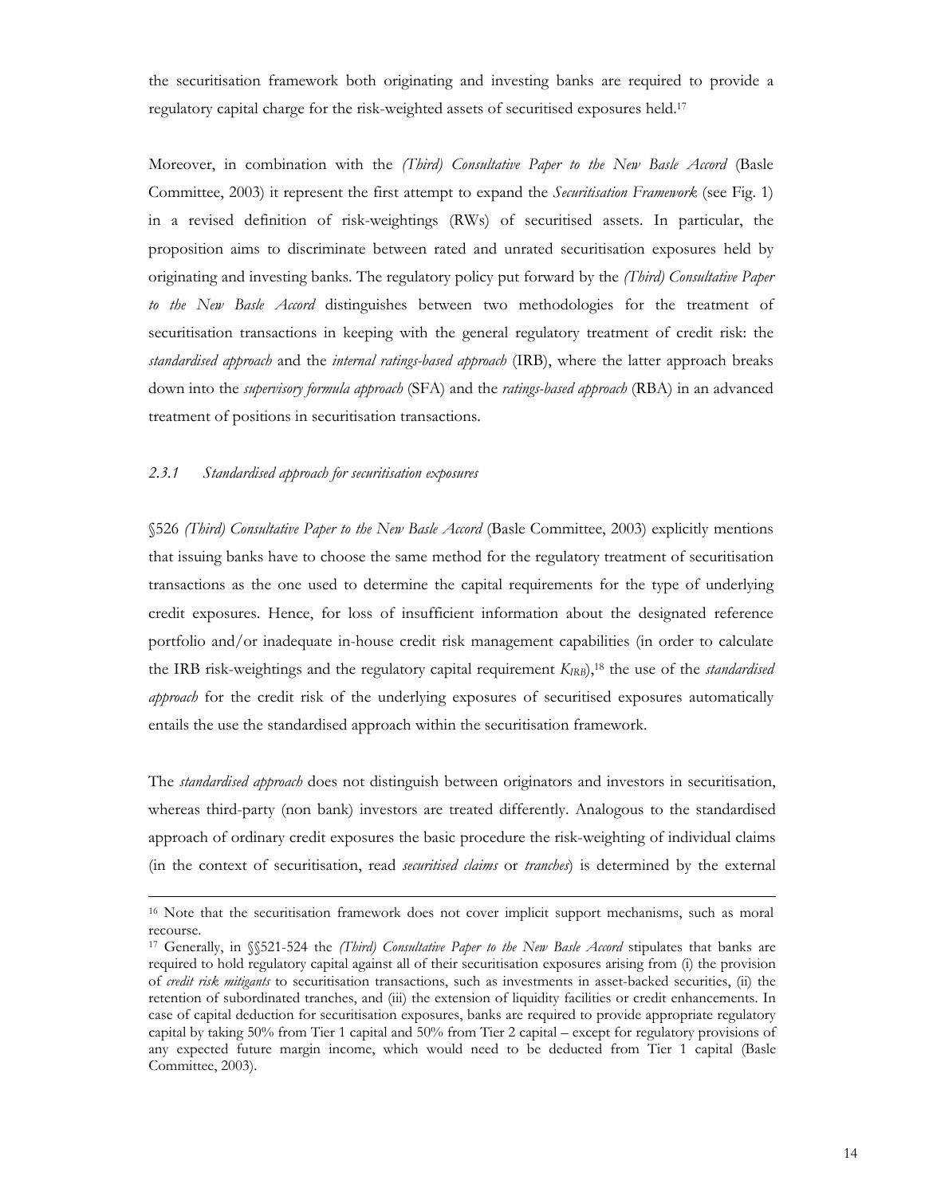the securitisation framework both originating and investing banks are required to provide a regulatory capital charge for the risk-weighted assets of securitised exposures held.[17]

Moreover, in combination with the *(Third) Consultative Paper to the New Basle Accord* (Basle Committee, 2003) it represent the first attempt to expand the *Securitisation Framework* (see Fig. 1) in a revised definition of risk-weightings (RWs) of securitised assets. In particular, the proposition aims to discriminate between rated and unrated securitisation exposures held by originating and investing banks. The regulatory policy put forward by the *(Third) Consultative Paper to the New Basle Accord* distinguishes between two methodologies for the treatment of securitisation transactions in keeping with the general regulatory treatment of credit risk: the *standardised approach* and the *internal ratings-based approach* (IRB), where the latter approach breaks down into the *supervisory formula approach* (SFA) and the *ratings-based approach* (RBA) in an advanced treatment of positions in securitisation transactions.

### *2.3.1 Standardised approach for securitisation exposures*

§526 *(Third) Consultative Paper to the New Basle Accord* (Basle Committee, 2003) explicitly mentions that issuing banks have to choose the same method for the regulatory treatment of securitisation transactions as the one used to determine the capital requirements for the type of underlying credit exposures. Hence, for loss of insufficient information about the designated reference portfolio and/or inadequate in-house credit risk management capabilities (in order to calculate the IRB risk-weightings and the regulatory capital requirement $K_{IRB}$),[18] the use of the *standardised approach* for the credit risk of the underlying exposures of securitised exposures automatically entails the use the standardised approach within the securitisation framework.

The *standardised approach* does not distinguish between originators and investors in securitisation, whereas third-party (non bank) investors are treated differently. Analogous to the standardised approach of ordinary credit exposures the basic procedure the risk-weighting of individual claims (in the context of securitisation, read *securitised claims* or *tranches*) is determined by the external

---

[16] Note that the securitisation framework does not cover implicit support mechanisms, such as moral recourse.

[17] Generally, in §§521-524 the *(Third) Consultative Paper to the New Basle Accord* stipulates that banks are required to hold regulatory capital against all of their securitisation exposures arising from (i) the provision of *credit risk mitigants* to securitisation transactions, such as investments in asset-backed securities, (ii) the retention of subordinated tranches, and (iii) the extension of liquidity facilities or credit enhancements. In case of capital deduction for securitisation exposures, banks are required to provide appropriate regulatory capital by taking 50% from Tier 1 capital and 50% from Tier 2 capital – except for regulatory provisions of any expected future margin income, which would need to be deducted from Tier 1 capital (Basle Committee, 2003).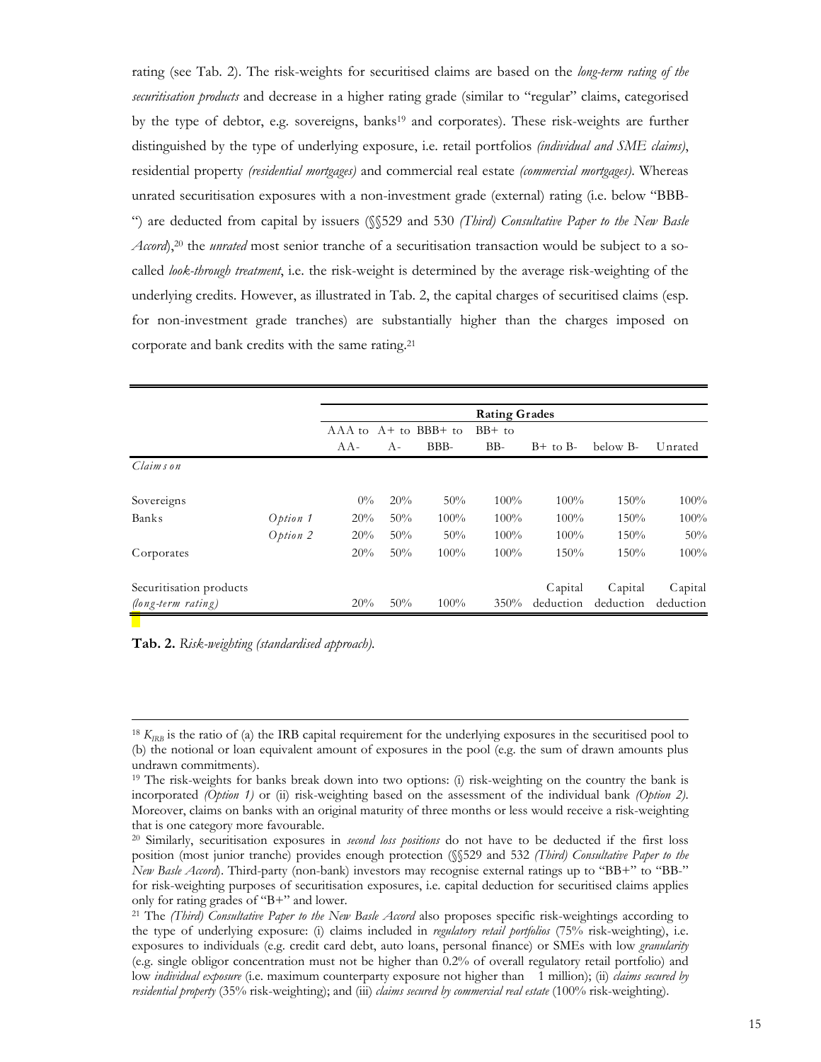rating (see Tab. 2). The risk-weights for securitised claims are based on the *long-term rating of the securitisation products* and decrease in a higher rating grade (similar to "regular" claims, categorised by the type of debtor, e.g. sovereigns, banks[19] and corporates). These risk-weights are further distinguished by the type of underlying exposure, i.e. retail portfolios *(individual and SME claims)*, residential property *(residential mortgages)* and commercial real estate *(commercial mortgages)*. Whereas unrated securitisation exposures with a non-investment grade (external) rating (i.e. below "BBB-") are deducted from capital by issuers (§§529 and 530 *(Third) Consultative Paper to the New Basle Accord*),[20] the *unrated* most senior tranche of a securitisation transaction would be subject to a so-called *look-through treatment*, i.e. the risk-weight is determined by the average risk-weighting of the underlying credits. However, as illustrated in Tab. 2, the capital charges of securitised claims (esp. for non-investment grade tranches) are substantially higher than the charges imposed on corporate and bank credits with the same rating.[21]

| | | Rating Grades | | | | | | |
|---|---|---|---|---|---|---|---|---|
| | | AAA to AA- | A+ to A- | BBB+ to BBB- | BB+ to BB- | B+ to B- | below B- | Unrated |
| *Claims on* | | | | | | | | |
| Sovereigns | | 0% | 20% | 50% | 100% | 100% | 150% | 100% |
| Banks | *Option 1* | 20% | 50% | 100% | 100% | 100% | 150% | 100% |
| | *Option 2* | 20% | 50% | 50% | 100% | 100% | 150% | 50% |
| Corporates | | 20% | 50% | 100% | 100% | 150% | 150% | 100% |
| Securitisation products *(long-term rating)* | | 20% | 50% | 100% | 350% | Capital deduction | Capital deduction | Capital deduction |

**Tab. 2.** *Risk-weighting (standardised approach).*

---

[18] $K_{IRB}$ is the ratio of (a) the IRB capital requirement for the underlying exposures in the securitised pool to (b) the notional or loan equivalent amount of exposures in the pool (e.g. the sum of drawn amounts plus undrawn commitments).

[19] The risk-weights for banks break down into two options: (i) risk-weighting on the country the bank is incorporated *(Option 1)* or (ii) risk-weighting based on the assessment of the individual bank *(Option 2)*. Moreover, claims on banks with an original maturity of three months or less would receive a risk-weighting that is one category more favourable.

[20] Similarly, securitisation exposures in *second loss positions* do not have to be deducted if the first loss position (most junior tranche) provides enough protection (§§529 and 532 *(Third) Consultative Paper to the New Basle Accord*). Third-party (non-bank) investors may recognise external ratings up to "BB+" to "BB-" for risk-weighting purposes of securitisation exposures, i.e. capital deduction for securitised claims applies only for rating grades of "B+" and lower.

[21] The *(Third) Consultative Paper to the New Basle Accord* also proposes specific risk-weightings according to the type of underlying exposure: (i) claims included in *regulatory retail portfolios* (75% risk-weighting), i.e. exposures to individuals (e.g. credit card debt, auto loans, personal finance) or SMEs with low *granularity* (e.g. single obligor concentration must not be higher than 0.2% of overall regulatory retail portfolio) and low *individual exposure* (i.e. maximum counterparty exposure not higher than 1 million); (ii) *claims secured by residential property* (35% risk-weighting); and (iii) *claims secured by commercial real estate* (100% risk-weighting).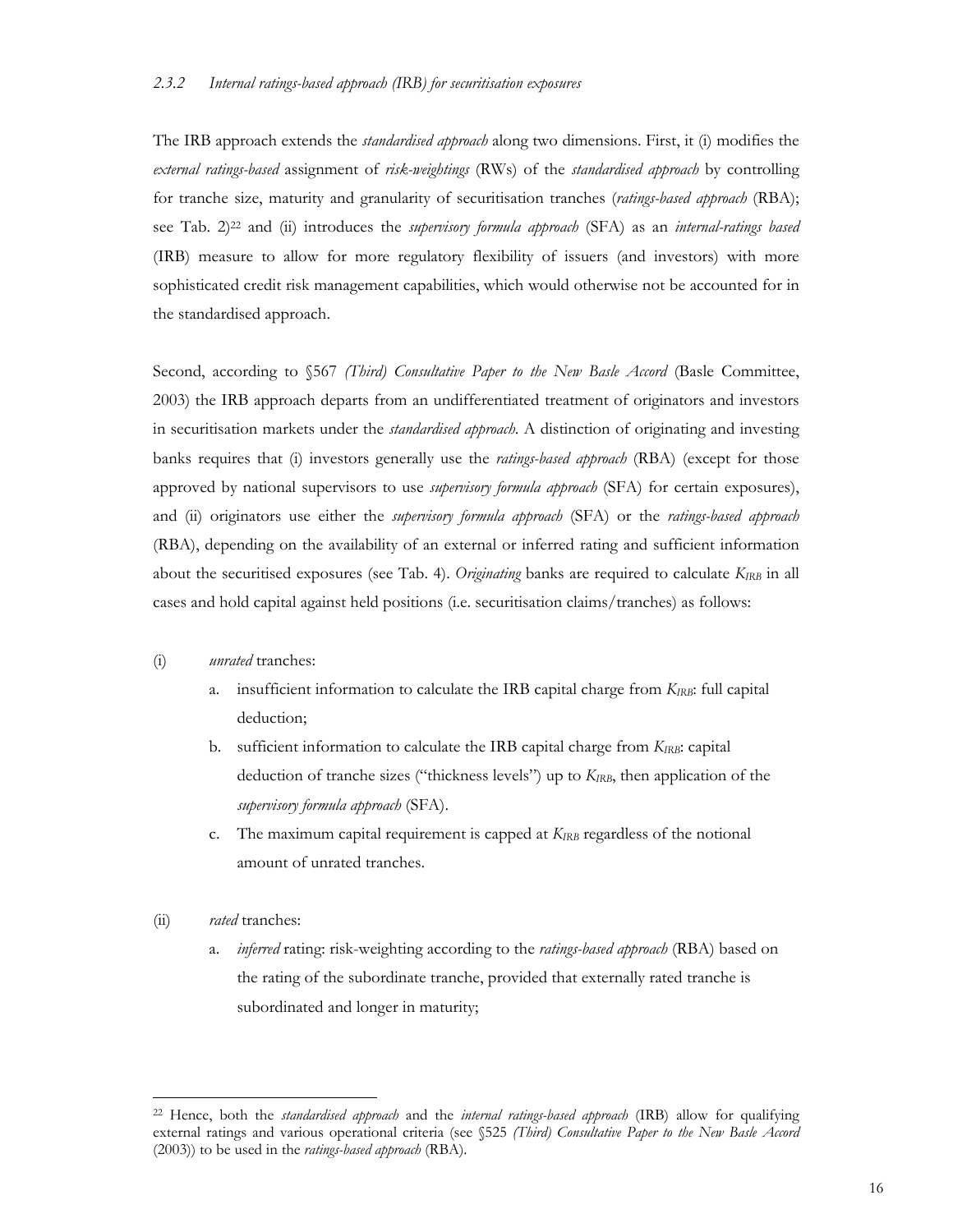### 2.3.2 *Internal ratings-based approach (IRB) for securitisation exposures*

The IRB approach extends the *standardised approach* along two dimensions. First, it (i) modifies the *external ratings-based* assignment of *risk-weightings* (RWs) of the *standardised approach* by controlling for tranche size, maturity and granularity of securitisation tranches (*ratings-based approach* (RBA); see Tab. 2)[22] and (ii) introduces the *supervisory formula approach* (SFA) as an *internal-ratings based* (IRB) measure to allow for more regulatory flexibility of issuers (and investors) with more sophisticated credit risk management capabilities, which would otherwise not be accounted for in the standardised approach.

Second, according to §567 *(Third) Consultative Paper to the New Basle Accord* (Basle Committee, 2003) the IRB approach departs from an undifferentiated treatment of originators and investors in securitisation markets under the *standardised approach*. A distinction of originating and investing banks requires that (i) investors generally use the *ratings-based approach* (RBA) (except for those approved by national supervisors to use *supervisory formula approach* (SFA) for certain exposures), and (ii) originators use either the *supervisory formula approach* (SFA) or the *ratings-based approach* (RBA), depending on the availability of an external or inferred rating and sufficient information about the securitised exposures (see Tab. 4). *Originating* banks are required to calculate $K_{IRB}$ in all cases and hold capital against held positions (i.e. securitisation claims/tranches) as follows:

(i) *unrated* tranches:

   a. insufficient information to calculate the IRB capital charge from $K_{IRB}$: full capital deduction;

   b. sufficient information to calculate the IRB capital charge from $K_{IRB}$: capital deduction of tranche sizes ("thickness levels") up to $K_{IRB}$, then application of the *supervisory formula approach* (SFA).

   c. The maximum capital requirement is capped at $K_{IRB}$ regardless of the notional amount of unrated tranches.

(ii) *rated* tranches:

   a. *inferred* rating: risk-weighting according to the *ratings-based approach* (RBA) based on the rating of the subordinate tranche, provided that externally rated tranche is subordinated and longer in maturity;

[22] Hence, both the *standardised approach* and the *internal ratings-based approach* (IRB) allow for qualifying external ratings and various operational criteria (see §525 *(Third) Consultative Paper to the New Basle Accord* (2003)) to be used in the *ratings-based approach* (RBA).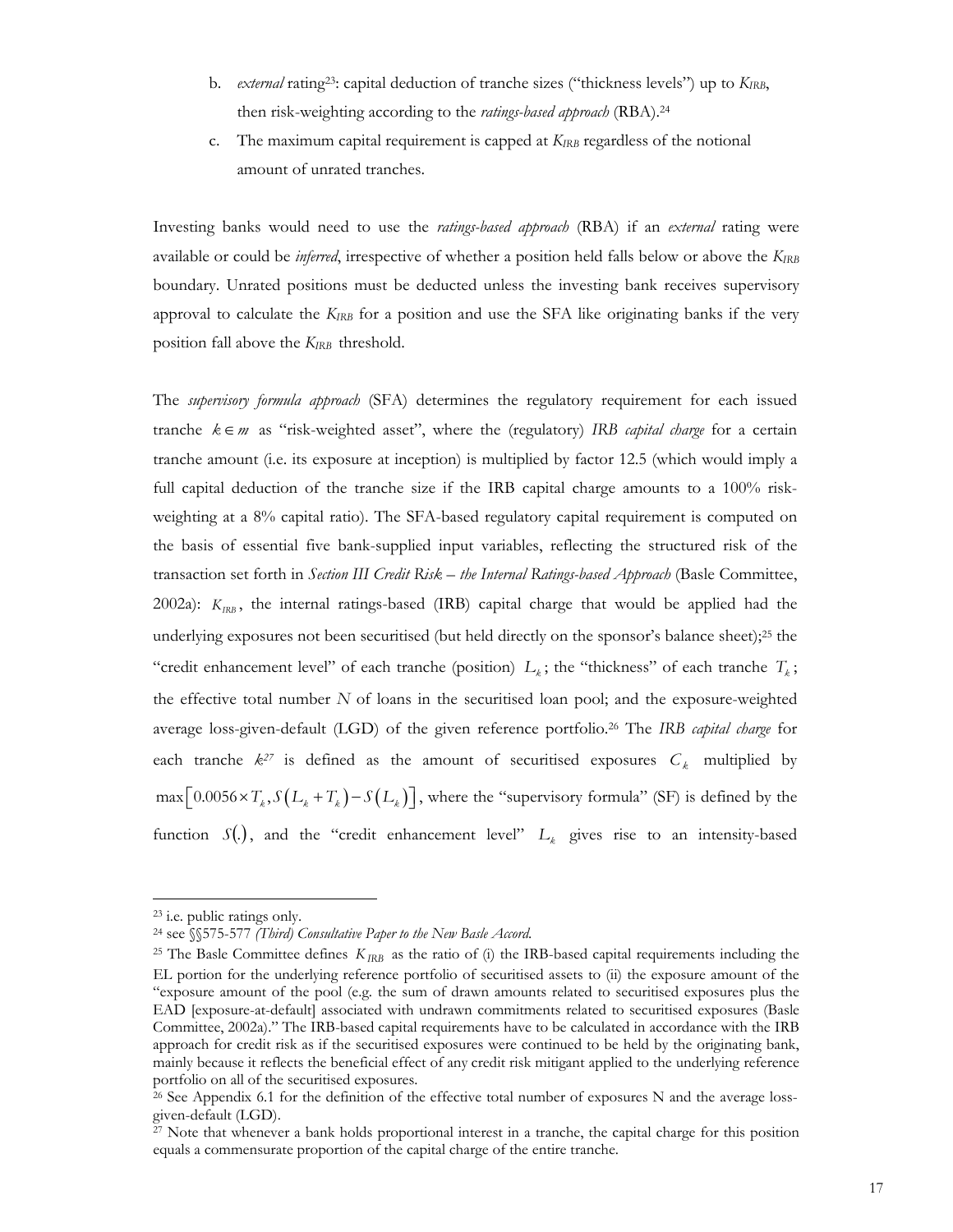b. *external* rating[23]: capital deduction of tranche sizes ("thickness levels") up to $K_{IRB}$, then risk-weighting according to the *ratings-based approach* (RBA).[24]

c. The maximum capital requirement is capped at $K_{IRB}$ regardless of the notional amount of unrated tranches.

Investing banks would need to use the *ratings-based approach* (RBA) if an *external* rating were available or could be *inferred*, irrespective of whether a position held falls below or above the $K_{IRB}$ boundary. Unrated positions must be deducted unless the investing bank receives supervisory approval to calculate the $K_{IRB}$ for a position and use the SFA like originating banks if the very position fall above the $K_{IRB}$ threshold.

The *supervisory formula approach* (SFA) determines the regulatory requirement for each issued tranche $k \in m$ as "risk-weighted asset", where the (regulatory) *IRB capital charge* for a certain tranche amount (i.e. its exposure at inception) is multiplied by factor 12.5 (which would imply a full capital deduction of the tranche size if the IRB capital charge amounts to a 100% risk-weighting at a 8% capital ratio). The SFA-based regulatory capital requirement is computed on the basis of essential five bank-supplied input variables, reflecting the structured risk of the transaction set forth in *Section III Credit Risk – the Internal Ratings-based Approach* (Basle Committee, 2002a): $K_{IRB}$, the internal ratings-based (IRB) capital charge that would be applied had the underlying exposures not been securitised (but held directly on the sponsor's balance sheet);[25] the "credit enhancement level" of each tranche (position) $L_k$; the "thickness" of each tranche $T_k$; the effective total number $N$ of loans in the securitised loan pool; and the exposure-weighted average loss-given-default (LGD) of the given reference portfolio.[26] The *IRB capital charge* for each tranche $k$[27] is defined as the amount of securitised exposures $C_k$ multiplied by $\max\left[0.0056 \times T_k, S\left(L_k + T_k\right) - S\left(L_k\right)\right]$, where the "supervisory formula" (SF) is defined by the function $S(.)$, and the "credit enhancement level" $L_k$ gives rise to an intensity-based

---

[23] i.e. public ratings only.

[24] see §§575-577 *(Third) Consultative Paper to the New Basle Accord.*

[25] The Basle Committee defines $K_{IRB}$ as the ratio of (i) the IRB-based capital requirements including the EL portion for the underlying reference portfolio of securitised assets to (ii) the exposure amount of the pool (e.g. the sum of drawn amounts related to securitised exposures plus the EAD [exposure-at-default] associated with undrawn commitments related to securitised exposures (Basle Committee, 2002a)." The IRB-based capital requirements have to be calculated in accordance with the IRB approach for credit risk as if the securitised exposures were continued to be held by the originating bank, mainly because it reflects the beneficial effect of any credit risk mitigant applied to the underlying reference portfolio on all of the securitised exposures.

[26] See Appendix 6.1 for the definition of the effective total number of exposures N and the average loss-given-default (LGD).

[27] Note that whenever a bank holds proportional interest in a tranche, the capital charge for this position equals a commensurate proportion of the capital charge of the entire tranche.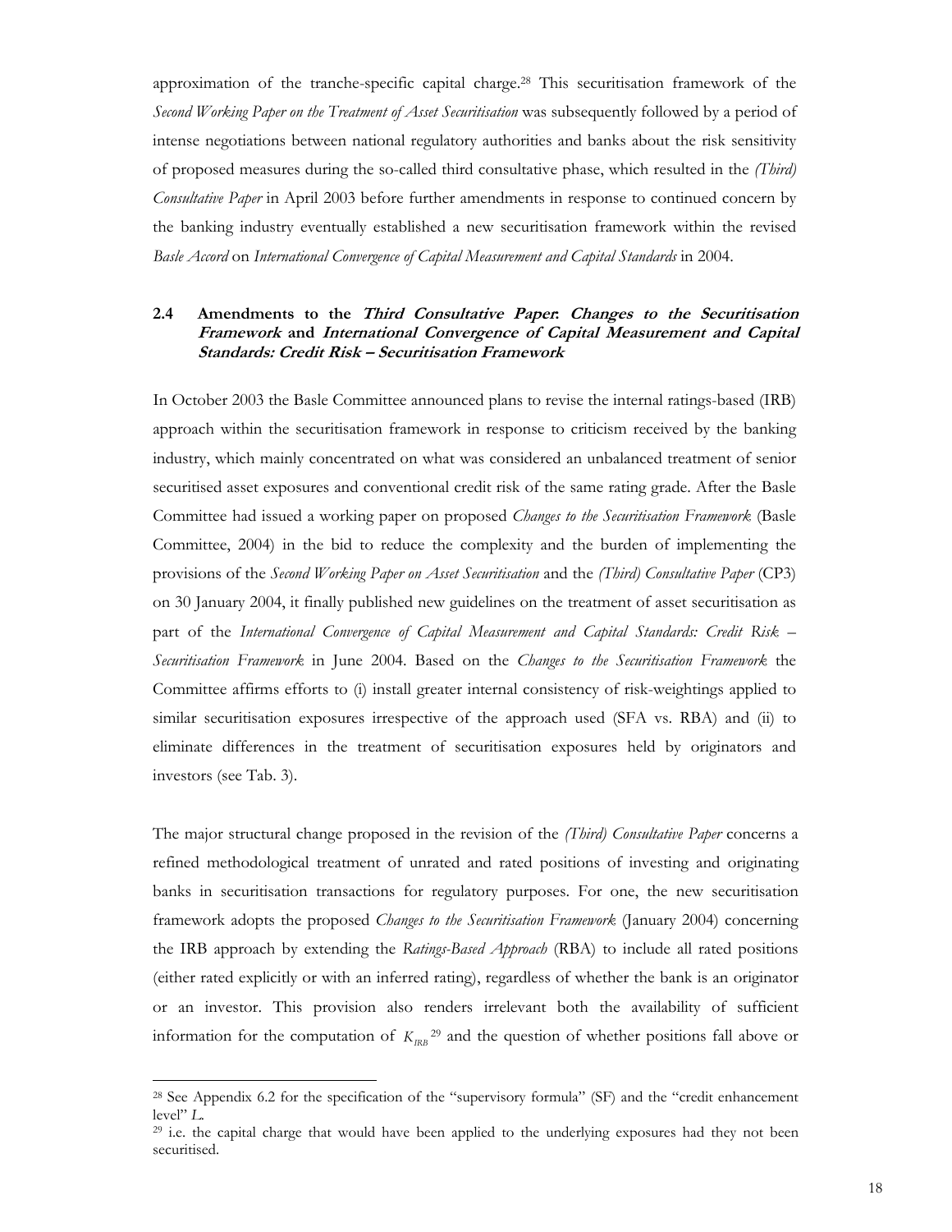approximation of the tranche-specific capital charge.[28] This securitisation framework of the *Second Working Paper on the Treatment of Asset Securitisation* was subsequently followed by a period of intense negotiations between national regulatory authorities and banks about the risk sensitivity of proposed measures during the so-called third consultative phase, which resulted in the *(Third) Consultative Paper* in April 2003 before further amendments in response to continued concern by the banking industry eventually established a new securitisation framework within the revised *Basle Accord* on *International Convergence of Capital Measurement and Capital Standards* in 2004.

## 2.4 Amendments to the *Third Consultative Paper*: *Changes to the Securitisation Framework* and *International Convergence of Capital Measurement and Capital Standards: Credit Risk – Securitisation Framework*

In October 2003 the Basle Committee announced plans to revise the internal ratings-based (IRB) approach within the securitisation framework in response to criticism received by the banking industry, which mainly concentrated on what was considered an unbalanced treatment of senior securitised asset exposures and conventional credit risk of the same rating grade. After the Basle Committee had issued a working paper on proposed *Changes to the Securitisation Framework* (Basle Committee, 2004) in the bid to reduce the complexity and the burden of implementing the provisions of the *Second Working Paper on Asset Securitisation* and the *(Third) Consultative Paper* (CP3) on 30 January 2004, it finally published new guidelines on the treatment of asset securitisation as part of the *International Convergence of Capital Measurement and Capital Standards: Credit Risk – Securitisation Framework* in June 2004. Based on the *Changes to the Securitisation Framework* the Committee affirms efforts to (i) install greater internal consistency of risk-weightings applied to similar securitisation exposures irrespective of the approach used (SFA vs. RBA) and (ii) to eliminate differences in the treatment of securitisation exposures held by originators and investors (see Tab. 3).

The major structural change proposed in the revision of the *(Third) Consultative Paper* concerns a refined methodological treatment of unrated and rated positions of investing and originating banks in securitisation transactions for regulatory purposes. For one, the new securitisation framework adopts the proposed *Changes to the Securitisation Framework* (January 2004) concerning the IRB approach by extending the *Ratings-Based Approach* (RBA) to include all rated positions (either rated explicitly or with an inferred rating), regardless of whether the bank is an originator or an investor. This provision also renders irrelevant both the availability of sufficient information for the computation of $K_{IRB}$[29] and the question of whether positions fall above or

---

[28] See Appendix 6.2 for the specification of the "supervisory formula" (SF) and the "credit enhancement level" *L*.

[29] i.e. the capital charge that would have been applied to the underlying exposures had they not been securitised.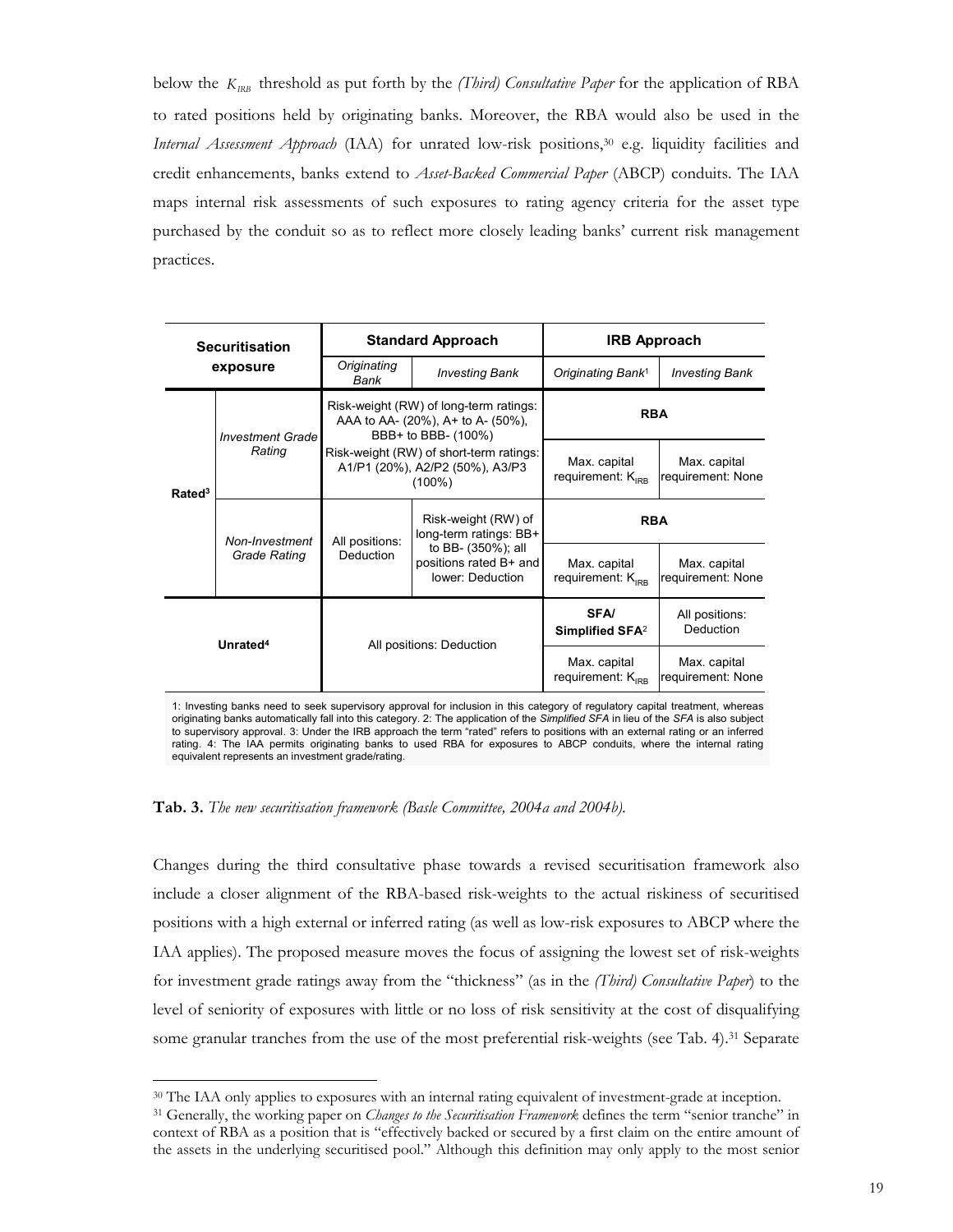below the $K_{IRB}$ threshold as put forth by the *(Third) Consultative Paper* for the application of RBA to rated positions held by originating banks. Moreover, the RBA would also be used in the *Internal Assessment Approach* (IAA) for unrated low-risk positions,[30] e.g. liquidity facilities and credit enhancements, banks extend to *Asset-Backed Commercial Paper* (ABCP) conduits. The IAA maps internal risk assessments of such exposures to rating agency criteria for the asset type purchased by the conduit so as to reflect more closely leading banks' current risk management practices.

| Securitisation exposure | | Standard Approach | | IRB Approach | |
|---|---|---|---|---|---|
| | | *Originating Bank* | *Investing Bank* | *Originating Bank*[1] | *Investing Bank* |
| **Rated**[3] | *Investment Grade Rating* | Risk-weight (RW) of long-term ratings: AAA to AA- (20%), A+ to A- (50%), BBB+ to BBB- (100%) Risk-weight (RW) of short-term ratings: A1/P1 (20%), A2/P2 (50%), A3/P3 (100%) | | **RBA** | |
| | | | | Max. capital requirement: $K_{IRB}$ | Max. capital requirement: None |
| | *Non-Investment Grade Rating* | All positions: Deduction | Risk-weight (RW) of long-term ratings: BB+ to BB- (350%); all positions rated B+ and lower: Deduction | **RBA** | |
| | | | | Max. capital requirement: $K_{IRB}$ | Max. capital requirement: None |
| **Unrated**[4] | | All positions: Deduction | | **SFA/ Simplified SFA**[2] | All positions: Deduction |
| | | | | Max. capital requirement: $K_{IRB}$ | Max. capital requirement: None |

1: Investing banks need to seek supervisory approval for inclusion in this category of regulatory capital treatment, whereas originating banks automatically fall into this category. 2: The application of the *Simplified SFA* in lieu of the *SFA* is also subject to supervisory approval. 3: Under the IRB approach the term "rated" refers to positions with an external rating or an inferred rating. 4: The IAA permits originating banks to used RBA for exposures to ABCP conduits, where the internal rating equivalent represents an investment grade/rating.

**Tab. 3.** *The new securitisation framework (Basle Committee, 2004a and 2004b).*

Changes during the third consultative phase towards a revised securitisation framework also include a closer alignment of the RBA-based risk-weights to the actual riskiness of securitised positions with a high external or inferred rating (as well as low-risk exposures to ABCP where the IAA applies). The proposed measure moves the focus of assigning the lowest set of risk-weights for investment grade ratings away from the "thickness" (as in the *(Third) Consultative Paper*) to the level of seniority of exposures with little or no loss of risk sensitivity at the cost of disqualifying some granular tranches from the use of the most preferential risk-weights (see Tab. 4).[31] Separate

[30] The IAA only applies to exposures with an internal rating equivalent of investment-grade at inception.

[31] Generally, the working paper on *Changes to the Securitisation Framework* defines the term "senior tranche" in context of RBA as a position that is "effectively backed or secured by a first claim on the entire amount of the assets in the underlying securitised pool." Although this definition may only apply to the most senior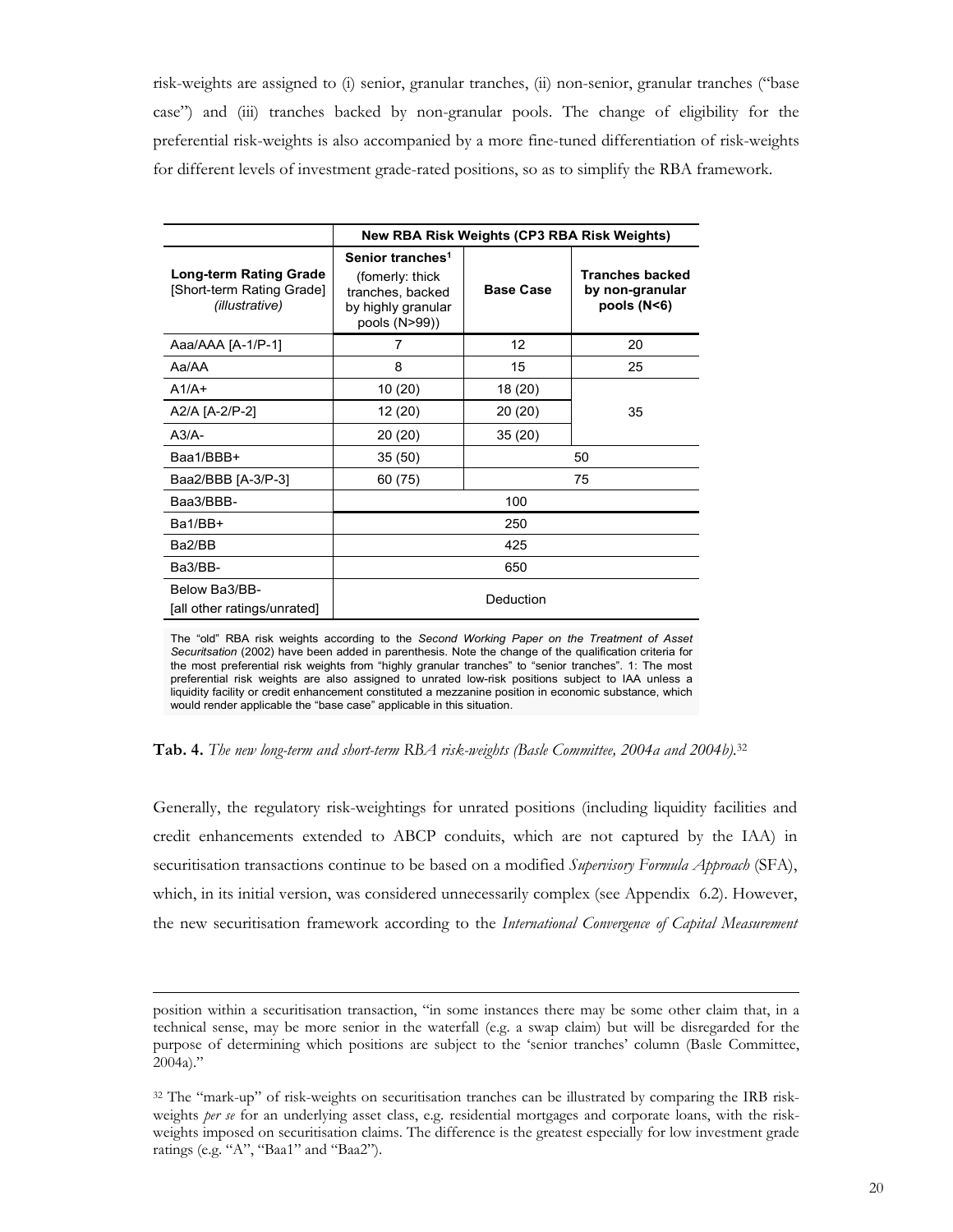risk-weights are assigned to (i) senior, granular tranches, (ii) non-senior, granular tranches ("base case") and (iii) tranches backed by non-granular pools. The change of eligibility for the preferential risk-weights is also accompanied by a more fine-tuned differentiation of risk-weights for different levels of investment grade-rated positions, so as to simplify the RBA framework.

| | New RBA Risk Weights (CP3 RBA Risk Weights) | | |
|---|---|---|---|
| **Long-term Rating Grade** [Short-term Rating Grade] *(illustrative)* | **Senior tranches**[1] (fomerly: thick tranches, backed by highly granular pools (N>99)) | **Base Case** | **Tranches backed by non-granular pools (N<6)** |
| Aaa/AAA [A-1/P-1] | 7 | 12 | 20 |
| Aa/AA | 8 | 15 | 25 |
| A1/A+ | 10 (20) | 18 (20) | 35 |
| A2/A [A-2/P-2] | 12 (20) | 20 (20) | 35 |
| A3/A- | 20 (20) | 35 (20) | 35 |
| Baa1/BBB+ | 35 (50) | 50 | |
| Baa2/BBB [A-3/P-3] | 60 (75) | 75 | |
| Baa3/BBB- | 100 | | |
| Ba1/BB+ | 250 | | |
| Ba2/BB | 425 | | |
| Ba3/BB- | 650 | | |
| Below Ba3/BB- [all other ratings/unrated] | Deduction | | |

The "old" RBA risk weights according to the *Second Working Paper on the Treatment of Asset Securitsation* (2002) have been added in parenthesis. Note the change of the qualification criteria for the most preferential risk weights from "highly granular tranches" to "senior tranches". 1: The most preferential risk weights are also assigned to unrated low-risk positions subject to IAA unless a liquidity facility or credit enhancement constituted a mezzanine position in economic substance, which would render applicable the "base case" applicable in this situation.

**Tab. 4.** *The new long-term and short-term RBA risk-weights (Basle Committee, 2004a and 2004b).*[32]

Generally, the regulatory risk-weightings for unrated positions (including liquidity facilities and credit enhancements extended to ABCP conduits, which are not captured by the IAA) in securitisation transactions continue to be based on a modified *Supervisory Formula Approach* (SFA), which, in its initial version, was considered unnecessarily complex (see Appendix 6.2). However, the new securitisation framework according to the *International Convergence of Capital Measurement*

---

position within a securitisation transaction, "in some instances there may be some other claim that, in a technical sense, may be more senior in the waterfall (e.g. a swap claim) but will be disregarded for the purpose of determining which positions are subject to the 'senior tranches' column (Basle Committee, 2004a)."

[32] The "mark-up" of risk-weights on securitisation tranches can be illustrated by comparing the IRB risk-weights *per se* for an underlying asset class, e.g. residential mortgages and corporate loans, with the risk-weights imposed on securitisation claims. The difference is the greatest especially for low investment grade ratings (e.g. "A", "Baa1" and "Baa2").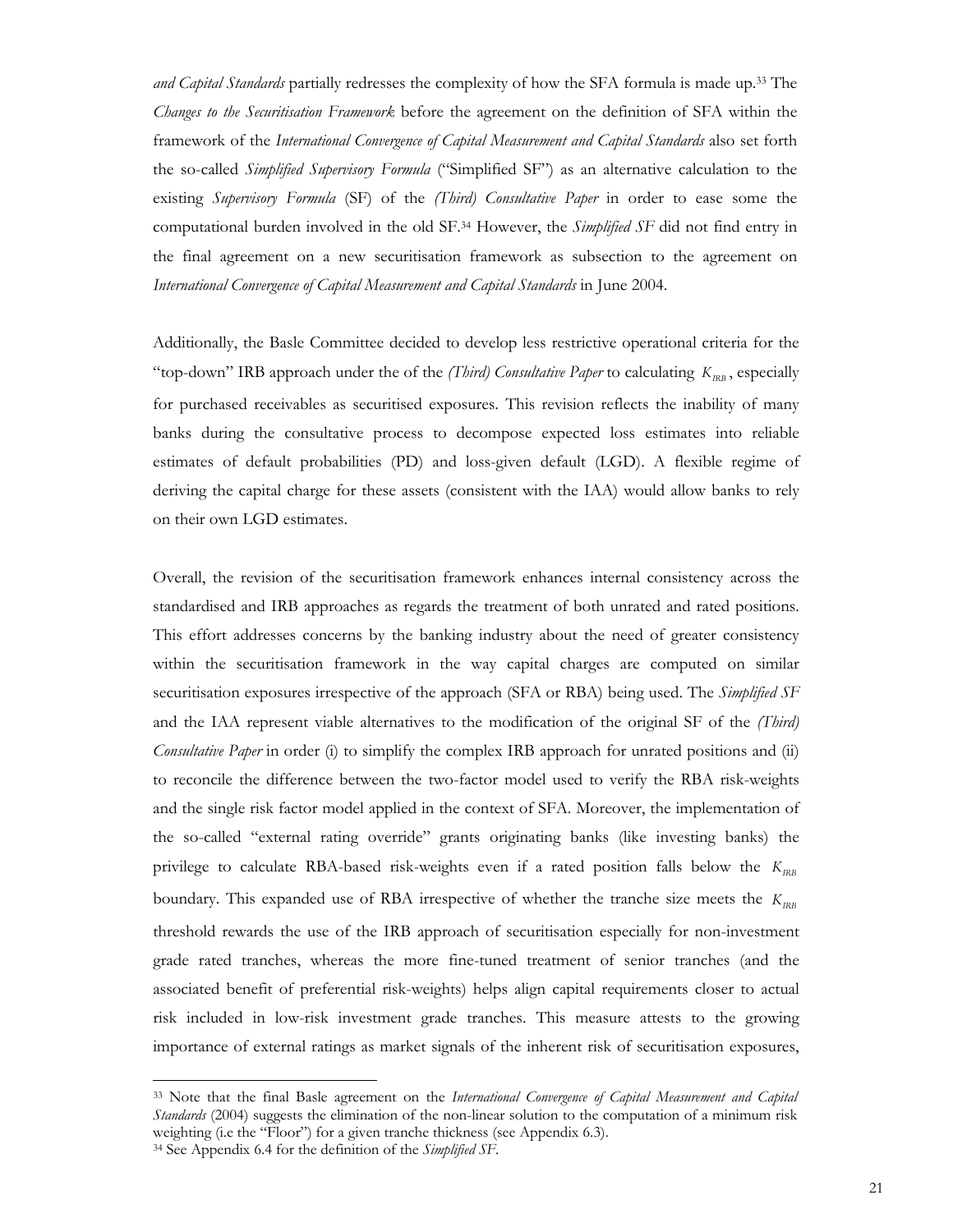*and Capital Standards* partially redresses the complexity of how the SFA formula is made up.[33] The *Changes to the Securitisation Framework* before the agreement on the definition of SFA within the framework of the *International Convergence of Capital Measurement and Capital Standards* also set forth the so-called *Simplified Supervisory Formula* ("Simplified SF") as an alternative calculation to the existing *Supervisory Formula* (SF) of the *(Third) Consultative Paper* in order to ease some the computational burden involved in the old SF.[34] However, the *Simplified SF* did not find entry in the final agreement on a new securitisation framework as subsection to the agreement on *International Convergence of Capital Measurement and Capital Standards* in June 2004.

Additionally, the Basle Committee decided to develop less restrictive operational criteria for the "top-down" IRB approach under the of the *(Third) Consultative Paper* to calculating $K_{IRB}$, especially for purchased receivables as securitised exposures. This revision reflects the inability of many banks during the consultative process to decompose expected loss estimates into reliable estimates of default probabilities (PD) and loss-given default (LGD). A flexible regime of deriving the capital charge for these assets (consistent with the IAA) would allow banks to rely on their own LGD estimates.

Overall, the revision of the securitisation framework enhances internal consistency across the standardised and IRB approaches as regards the treatment of both unrated and rated positions. This effort addresses concerns by the banking industry about the need of greater consistency within the securitisation framework in the way capital charges are computed on similar securitisation exposures irrespective of the approach (SFA or RBA) being used. The *Simplified SF* and the IAA represent viable alternatives to the modification of the original SF of the *(Third) Consultative Paper* in order (i) to simplify the complex IRB approach for unrated positions and (ii) to reconcile the difference between the two-factor model used to verify the RBA risk-weights and the single risk factor model applied in the context of SFA. Moreover, the implementation of the so-called "external rating override" grants originating banks (like investing banks) the privilege to calculate RBA-based risk-weights even if a rated position falls below the $K_{IRB}$ boundary. This expanded use of RBA irrespective of whether the tranche size meets the $K_{IRB}$ threshold rewards the use of the IRB approach of securitisation especially for non-investment grade rated tranches, whereas the more fine-tuned treatment of senior tranches (and the associated benefit of preferential risk-weights) helps align capital requirements closer to actual risk included in low-risk investment grade tranches. This measure attests to the growing importance of external ratings as market signals of the inherent risk of securitisation exposures,

---

[33] Note that the final Basle agreement on the *International Convergence of Capital Measurement and Capital Standards* (2004) suggests the elimination of the non-linear solution to the computation of a minimum risk weighting (i.e the "Floor") for a given tranche thickness (see Appendix 6.3).

[34] See Appendix 6.4 for the definition of the *Simplified SF*.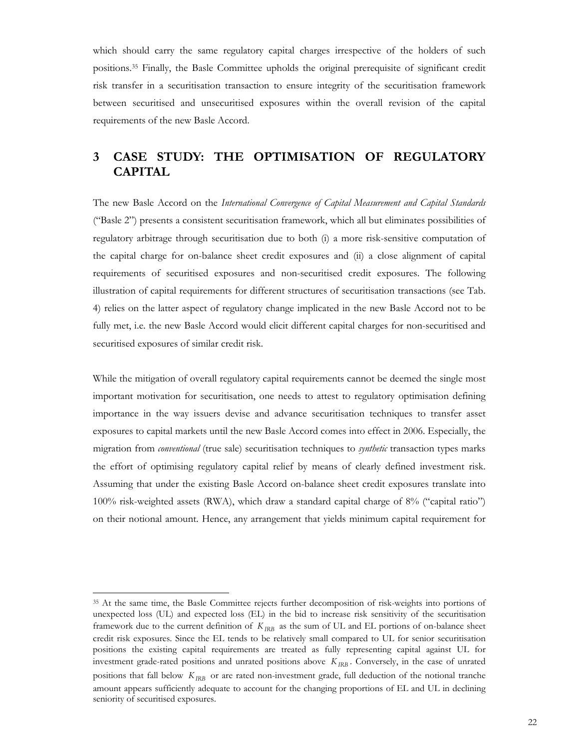which should carry the same regulatory capital charges irrespective of the holders of such positions.[35] Finally, the Basle Committee upholds the original prerequisite of significant credit risk transfer in a securitisation transaction to ensure integrity of the securitisation framework between securitised and unsecuritised exposures within the overall revision of the capital requirements of the new Basle Accord.

# 3 CASE STUDY: THE OPTIMISATION OF REGULATORY CAPITAL

The new Basle Accord on the *International Convergence of Capital Measurement and Capital Standards* ("Basle 2") presents a consistent securitisation framework, which all but eliminates possibilities of regulatory arbitrage through securitisation due to both (i) a more risk-sensitive computation of the capital charge for on-balance sheet credit exposures and (ii) a close alignment of capital requirements of securitised exposures and non-securitised credit exposures. The following illustration of capital requirements for different structures of securitisation transactions (see Tab. 4) relies on the latter aspect of regulatory change implicated in the new Basle Accord not to be fully met, i.e. the new Basle Accord would elicit different capital charges for non-securitised and securitised exposures of similar credit risk.

While the mitigation of overall regulatory capital requirements cannot be deemed the single most important motivation for securitisation, one needs to attest to regulatory optimisation defining importance in the way issuers devise and advance securitisation techniques to transfer asset exposures to capital markets until the new Basle Accord comes into effect in 2006. Especially, the migration from *conventional* (true sale) securitisation techniques to *synthetic* transaction types marks the effort of optimising regulatory capital relief by means of clearly defined investment risk. Assuming that under the existing Basle Accord on-balance sheet credit exposures translate into 100% risk-weighted assets (RWA), which draw a standard capital charge of 8% ("capital ratio") on their notional amount. Hence, any arrangement that yields minimum capital requirement for

---

[35] At the same time, the Basle Committee rejects further decomposition of risk-weights into portions of unexpected loss (UL) and expected loss (EL) in the bid to increase risk sensitivity of the securitisation framework due to the current definition of $K_{IRB}$ as the sum of UL and EL portions of on-balance sheet credit risk exposures. Since the EL tends to be relatively small compared to UL for senior securitisation positions the existing capital requirements are treated as fully representing capital against UL for investment grade-rated positions and unrated positions above $K_{IRB}$. Conversely, in the case of unrated positions that fall below $K_{IRB}$ or are rated non-investment grade, full deduction of the notional tranche amount appears sufficiently adequate to account for the changing proportions of EL and UL in declining seniority of securitised exposures.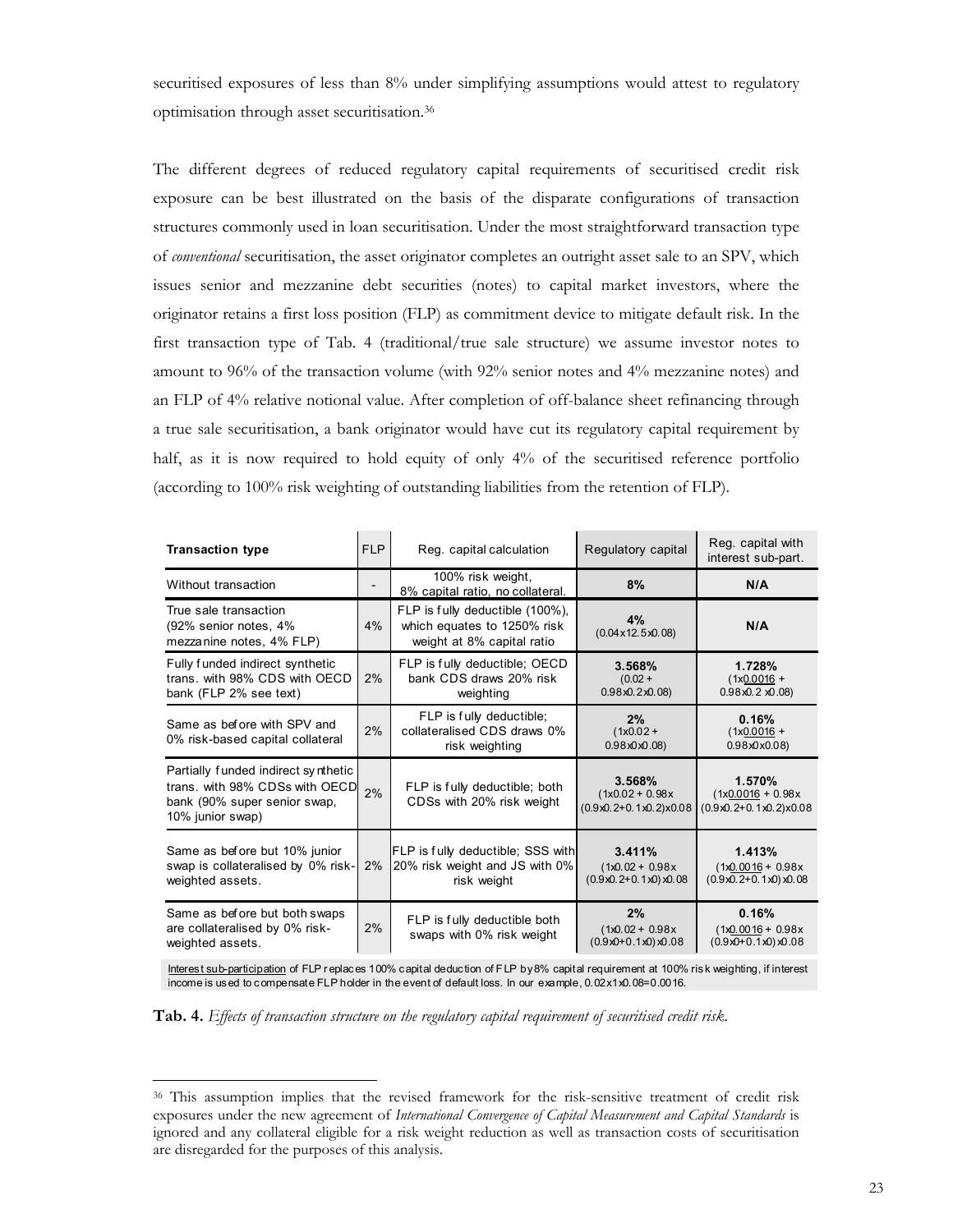securitised exposures of less than 8% under simplifying assumptions would attest to regulatory optimisation through asset securitisation.[36]

The different degrees of reduced regulatory capital requirements of securitised credit risk exposure can be best illustrated on the basis of the disparate configurations of transaction structures commonly used in loan securitisation. Under the most straightforward transaction type of *conventional* securitisation, the asset originator completes an outright asset sale to an SPV, which issues senior and mezzanine debt securities (notes) to capital market investors, where the originator retains a first loss position (FLP) as commitment device to mitigate default risk. In the first transaction type of Tab. 4 (traditional/true sale structure) we assume investor notes to amount to 96% of the transaction volume (with 92% senior notes and 4% mezzanine notes) and an FLP of 4% relative notional value. After completion of off-balance sheet refinancing through a true sale securitisation, a bank originator would have cut its regulatory capital requirement by half, as it is now required to hold equity of only 4% of the securitised reference portfolio (according to 100% risk weighting of outstanding liabilities from the retention of FLP).

| Transaction type | FLP | Reg. capital calculation | Regulatory capital | Reg. capital with interest sub-part. |
|---|---|---|---|---|
| Without transaction | - | 100% risk weight, 8% capital ratio, no collateral. | **8%** | **N/A** |
| True sale transaction (92% senior notes, 4% mezzanine notes, 4% FLP) | 4% | FLP is fully deductible (100%), which equates to 1250% risk weight at 8% capital ratio | **4%** (0.04x12.5x0.08) | **N/A** |
| Fully funded indirect synthetic trans. with 98% CDS with OECD bank (FLP 2% see text) | 2% | FLP is fully deductible; OECD bank CDS draws 20% risk weighting | **3.568%** (0.02 + 0.98x0.2x0.08) | **1.728%** (1x0.0016 + 0.98x0.2 x0.08) |
| Same as before with SPV and 0% risk-based capital collateral | 2% | FLP is fully deductible; collateralised CDS draws 0% risk weighting | **2%** (1x0.02 + 0.98x0x0.08) | **0.16%** (1x0.0016 + 0.98x0x0.08) |
| Partially funded indirect synthetic trans. with 98% CDSs with OECD bank (90% super senior swap, 10% junior swap) | 2% | FLP is fully deductible; both CDSs with 20% risk weight | **3.568%** (1x0.02 + 0.98x (0.9x0.2+0.1x0.2)x0.08 | **1.570%** (1x0.0016 + 0.98x (0.9x0.2+0.1x0.2)x0.08 |
| Same as before but 10% junior swap is collateralised by 0% risk-weighted assets. | 2% | FLP is fully deductible; SSS with 20% risk weight and JS with 0% risk weight | **3.411%** (1x0.02 + 0.98x (0.9x0.2+0.1x0)x0.08 | **1.413%** (1x0.0016 + 0.98x (0.9x0.2+0.1x0)x0.08 |
| Same as before but both swaps are collateralised by 0% risk-weighted assets. | 2% | FLP is fully deductible both swaps with 0% risk weight | **2%** (1x0.02 + 0.98x (0.9x0+0.1x0)x0.08 | **0.16%** (1x0.0016 + 0.98x (0.9x0+0.1x0)x0.08 |

Interest sub-participation of FLP replaces 100% capital deduction of FLP by 8% capital requirement at 100% risk weighting, if interest income is used to compensate FLP holder in the event of default loss. In our example, 0.02x1x0.08=0.0016.

**Tab. 4.** *Effects of transaction structure on the regulatory capital requirement of securitised credit risk.*

[36] This assumption implies that the revised framework for the risk-sensitive treatment of credit risk exposures under the new agreement of *International Convergence of Capital Measurement and Capital Standards* is ignored and any collateral eligible for a risk weight reduction as well as transaction costs of securitisation are disregarded for the purposes of this analysis.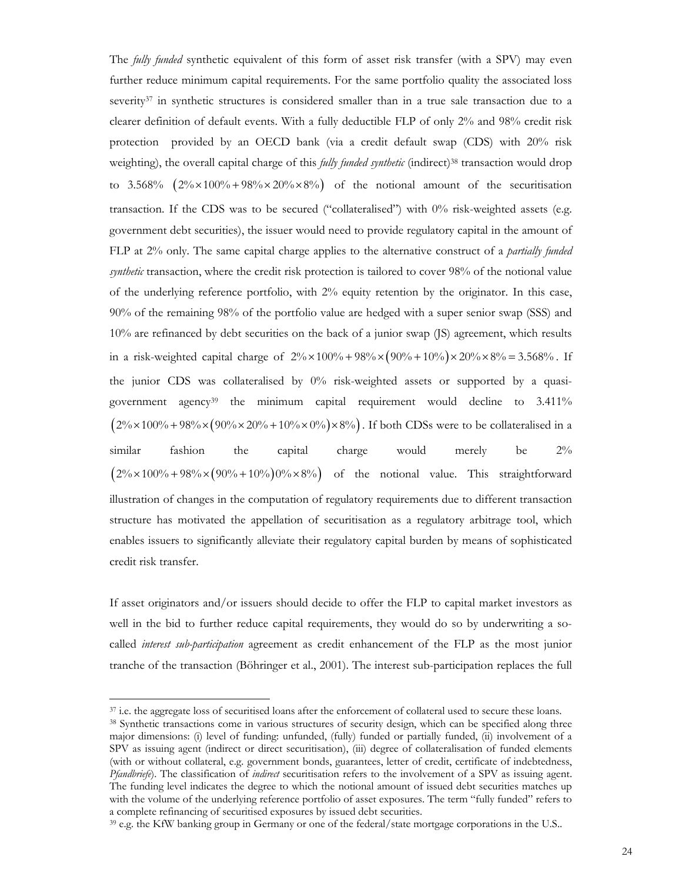The *fully funded* synthetic equivalent of this form of asset risk transfer (with a SPV) may even further reduce minimum capital requirements. For the same portfolio quality the associated loss severity[37] in synthetic structures is considered smaller than in a true sale transaction due to a clearer definition of default events. With a fully deductible FLP of only 2% and 98% credit risk protection provided by an OECD bank (via a credit default swap (CDS) with 20% risk weighting), the overall capital charge of this *fully funded synthetic* (indirect)[38] transaction would drop to 3.568% $\left(2\%\times100\%+98\%\times20\%\times8\%\right)$ of the notional amount of the securitisation transaction. If the CDS was to be secured ("collateralised") with 0% risk-weighted assets (e.g. government debt securities), the issuer would need to provide regulatory capital in the amount of FLP at 2% only. The same capital charge applies to the alternative construct of a *partially funded synthetic* transaction, where the credit risk protection is tailored to cover 98% of the notional value of the underlying reference portfolio, with 2% equity retention by the originator. In this case, 90% of the remaining 98% of the portfolio value are hedged with a super senior swap (SSS) and 10% are refinanced by debt securities on the back of a junior swap (JS) agreement, which results in a risk-weighted capital charge of $2\%\times100\%+98\%\times\left(90\%+10\%\right)\times20\%\times8\%=3.568\%$. If the junior CDS was collateralised by 0% risk-weighted assets or supported by a quasi-government agency[39] the minimum capital requirement would decline to 3.411% $\left(2\%\times100\%+98\%\times\left(90\%\times20\%+10\%\times0\%\right)\times8\%\right)$. If both CDSs were to be collateralised in a similar fashion the capital charge would merely be 2% $\left(2\%\times100\%+98\%\times\left(90\%+10\%\right)0\%\times8\%\right)$ of the notional value. This straightforward illustration of changes in the computation of regulatory requirements due to different transaction structure has motivated the appellation of securitisation as a regulatory arbitrage tool, which enables issuers to significantly alleviate their regulatory capital burden by means of sophisticated credit risk transfer.

If asset originators and/or issuers should decide to offer the FLP to capital market investors as well in the bid to further reduce capital requirements, they would do so by underwriting a so-called *interest sub-participation* agreement as credit enhancement of the FLP as the most junior tranche of the transaction (Böhringer et al., 2001). The interest sub-participation replaces the full

---

[37] i.e. the aggregate loss of securitised loans after the enforcement of collateral used to secure these loans.

[38] Synthetic transactions come in various structures of security design, which can be specified along three major dimensions: (i) level of funding: unfunded, (fully) funded or partially funded, (ii) involvement of a SPV as issuing agent (indirect or direct securitisation), (iii) degree of collateralisation of funded elements (with or without collateral, e.g. government bonds, guarantees, letter of credit, certificate of indebtedness, *Pfandbriefe*). The classification of *indirect* securitisation refers to the involvement of a SPV as issuing agent. The funding level indicates the degree to which the notional amount of issued debt securities matches up with the volume of the underlying reference portfolio of asset exposures. The term "fully funded" refers to a complete refinancing of securitised exposures by issued debt securities.

[39] e.g. the KfW banking group in Germany or one of the federal/state mortgage corporations in the U.S..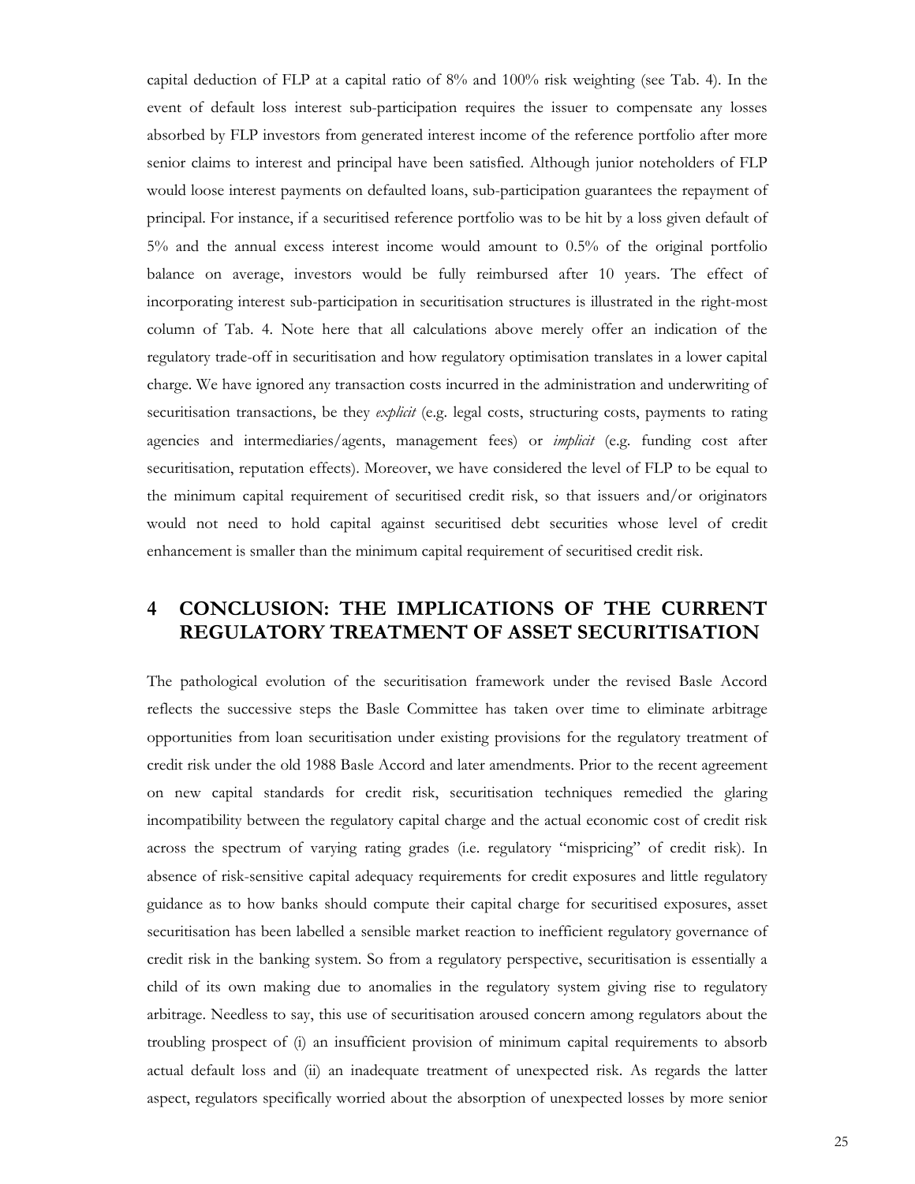capital deduction of FLP at a capital ratio of 8% and 100% risk weighting (see Tab. 4). In the event of default loss interest sub-participation requires the issuer to compensate any losses absorbed by FLP investors from generated interest income of the reference portfolio after more senior claims to interest and principal have been satisfied. Although junior noteholders of FLP would loose interest payments on defaulted loans, sub-participation guarantees the repayment of principal. For instance, if a securitised reference portfolio was to be hit by a loss given default of 5% and the annual excess interest income would amount to 0.5% of the original portfolio balance on average, investors would be fully reimbursed after 10 years. The effect of incorporating interest sub-participation in securitisation structures is illustrated in the right-most column of Tab. 4. Note here that all calculations above merely offer an indication of the regulatory trade-off in securitisation and how regulatory optimisation translates in a lower capital charge. We have ignored any transaction costs incurred in the administration and underwriting of securitisation transactions, be they *explicit* (e.g. legal costs, structuring costs, payments to rating agencies and intermediaries/agents, management fees) or *implicit* (e.g. funding cost after securitisation, reputation effects). Moreover, we have considered the level of FLP to be equal to the minimum capital requirement of securitised credit risk, so that issuers and/or originators would not need to hold capital against securitised debt securities whose level of credit enhancement is smaller than the minimum capital requirement of securitised credit risk.

# 4 CONCLUSION: THE IMPLICATIONS OF THE CURRENT REGULATORY TREATMENT OF ASSET SECURITISATION

The pathological evolution of the securitisation framework under the revised Basle Accord reflects the successive steps the Basle Committee has taken over time to eliminate arbitrage opportunities from loan securitisation under existing provisions for the regulatory treatment of credit risk under the old 1988 Basle Accord and later amendments. Prior to the recent agreement on new capital standards for credit risk, securitisation techniques remedied the glaring incompatibility between the regulatory capital charge and the actual economic cost of credit risk across the spectrum of varying rating grades (i.e. regulatory "mispricing" of credit risk). In absence of risk-sensitive capital adequacy requirements for credit exposures and little regulatory guidance as to how banks should compute their capital charge for securitised exposures, asset securitisation has been labelled a sensible market reaction to inefficient regulatory governance of credit risk in the banking system. So from a regulatory perspective, securitisation is essentially a child of its own making due to anomalies in the regulatory system giving rise to regulatory arbitrage. Needless to say, this use of securitisation aroused concern among regulators about the troubling prospect of (i) an insufficient provision of minimum capital requirements to absorb actual default loss and (ii) an inadequate treatment of unexpected risk. As regards the latter aspect, regulators specifically worried about the absorption of unexpected losses by more senior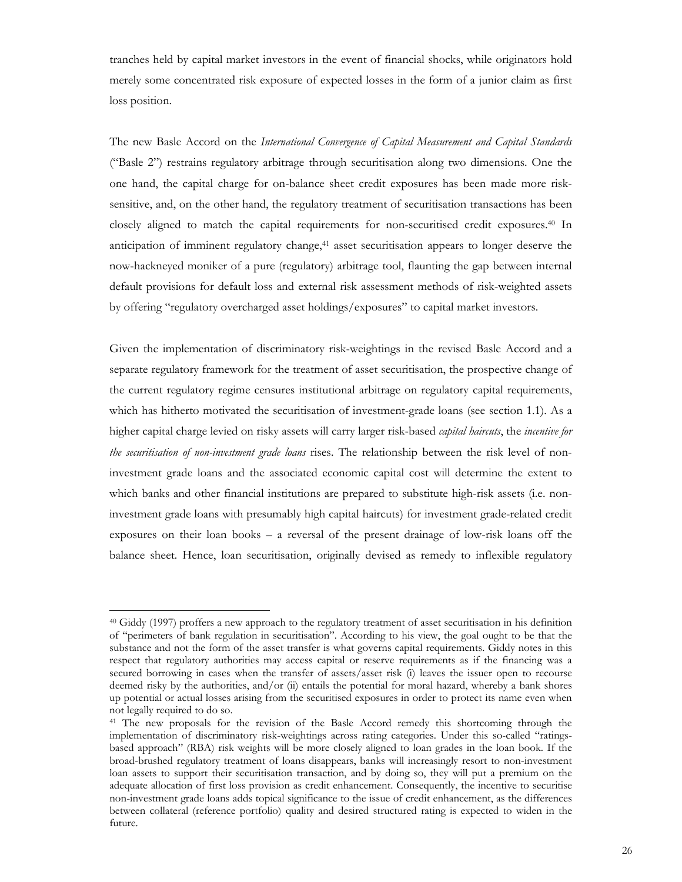tranches held by capital market investors in the event of financial shocks, while originators hold merely some concentrated risk exposure of expected losses in the form of a junior claim as first loss position.

The new Basle Accord on the *International Convergence of Capital Measurement and Capital Standards* ("Basle 2") restrains regulatory arbitrage through securitisation along two dimensions. One the one hand, the capital charge for on-balance sheet credit exposures has been made more risk-sensitive, and, on the other hand, the regulatory treatment of securitisation transactions has been closely aligned to match the capital requirements for non-securitised credit exposures.[40] In anticipation of imminent regulatory change,[41] asset securitisation appears to longer deserve the now-hackneyed moniker of a pure (regulatory) arbitrage tool, flaunting the gap between internal default provisions for default loss and external risk assessment methods of risk-weighted assets by offering "regulatory overcharged asset holdings/exposures" to capital market investors.

Given the implementation of discriminatory risk-weightings in the revised Basle Accord and a separate regulatory framework for the treatment of asset securitisation, the prospective change of the current regulatory regime censures institutional arbitrage on regulatory capital requirements, which has hitherto motivated the securitisation of investment-grade loans (see section 1.1). As a higher capital charge levied on risky assets will carry larger risk-based *capital haircuts*, the *incentive for the securitisation of non-investment grade loans* rises. The relationship between the risk level of non-investment grade loans and the associated economic capital cost will determine the extent to which banks and other financial institutions are prepared to substitute high-risk assets (i.e. non-investment grade loans with presumably high capital haircuts) for investment grade-related credit exposures on their loan books – a reversal of the present drainage of low-risk loans off the balance sheet. Hence, loan securitisation, originally devised as remedy to inflexible regulatory

---

[40] Giddy (1997) proffers a new approach to the regulatory treatment of asset securitisation in his definition of "perimeters of bank regulation in securitisation". According to his view, the goal ought to be that the substance and not the form of the asset transfer is what governs capital requirements. Giddy notes in this respect that regulatory authorities may access capital or reserve requirements as if the financing was a secured borrowing in cases when the transfer of assets/asset risk (i) leaves the issuer open to recourse deemed risky by the authorities, and/or (ii) entails the potential for moral hazard, whereby a bank shores up potential or actual losses arising from the securitised exposures in order to protect its name even when not legally required to do so.

[41] The new proposals for the revision of the Basle Accord remedy this shortcoming through the implementation of discriminatory risk-weightings across rating categories. Under this so-called "ratings-based approach" (RBA) risk weights will be more closely aligned to loan grades in the loan book. If the broad-brushed regulatory treatment of loans disappears, banks will increasingly resort to non-investment loan assets to support their securitisation transaction, and by doing so, they will put a premium on the adequate allocation of first loss provision as credit enhancement. Consequently, the incentive to securitise non-investment grade loans adds topical significance to the issue of credit enhancement, as the differences between collateral (reference portfolio) quality and desired structured rating is expected to widen in the future.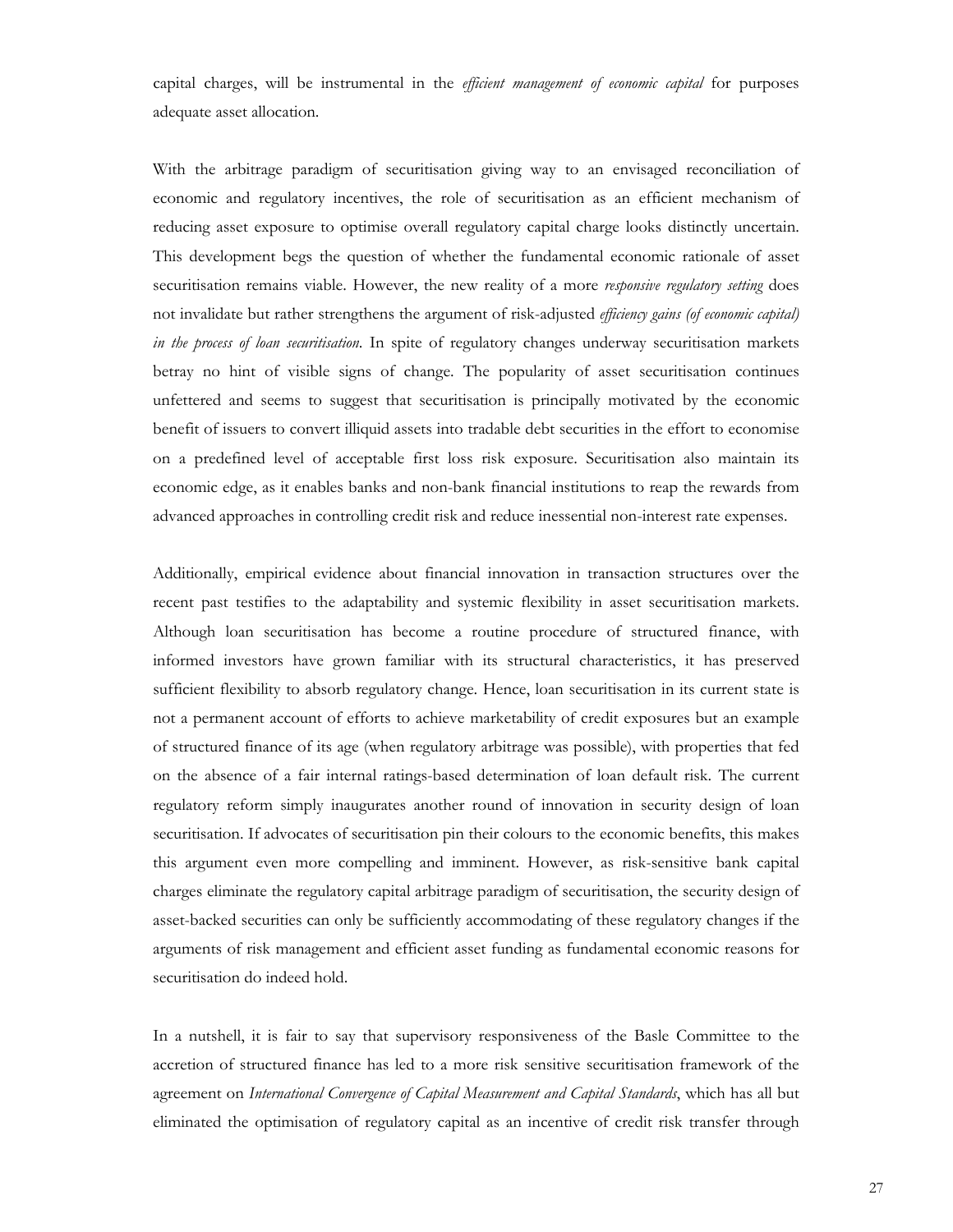capital charges, will be instrumental in the *efficient management of economic capital* for purposes adequate asset allocation.

With the arbitrage paradigm of securitisation giving way to an envisaged reconciliation of economic and regulatory incentives, the role of securitisation as an efficient mechanism of reducing asset exposure to optimise overall regulatory capital charge looks distinctly uncertain. This development begs the question of whether the fundamental economic rationale of asset securitisation remains viable. However, the new reality of a more *responsive regulatory setting* does not invalidate but rather strengthens the argument of risk-adjusted *efficiency gains (of economic capital) in the process of loan securitisation*. In spite of regulatory changes underway securitisation markets betray no hint of visible signs of change. The popularity of asset securitisation continues unfettered and seems to suggest that securitisation is principally motivated by the economic benefit of issuers to convert illiquid assets into tradable debt securities in the effort to economise on a predefined level of acceptable first loss risk exposure. Securitisation also maintain its economic edge, as it enables banks and non-bank financial institutions to reap the rewards from advanced approaches in controlling credit risk and reduce inessential non-interest rate expenses.

Additionally, empirical evidence about financial innovation in transaction structures over the recent past testifies to the adaptability and systemic flexibility in asset securitisation markets. Although loan securitisation has become a routine procedure of structured finance, with informed investors have grown familiar with its structural characteristics, it has preserved sufficient flexibility to absorb regulatory change. Hence, loan securitisation in its current state is not a permanent account of efforts to achieve marketability of credit exposures but an example of structured finance of its age (when regulatory arbitrage was possible), with properties that fed on the absence of a fair internal ratings-based determination of loan default risk. The current regulatory reform simply inaugurates another round of innovation in security design of loan securitisation. If advocates of securitisation pin their colours to the economic benefits, this makes this argument even more compelling and imminent. However, as risk-sensitive bank capital charges eliminate the regulatory capital arbitrage paradigm of securitisation, the security design of asset-backed securities can only be sufficiently accommodating of these regulatory changes if the arguments of risk management and efficient asset funding as fundamental economic reasons for securitisation do indeed hold.

In a nutshell, it is fair to say that supervisory responsiveness of the Basle Committee to the accretion of structured finance has led to a more risk sensitive securitisation framework of the agreement on *International Convergence of Capital Measurement and Capital Standards*, which has all but eliminated the optimisation of regulatory capital as an incentive of credit risk transfer through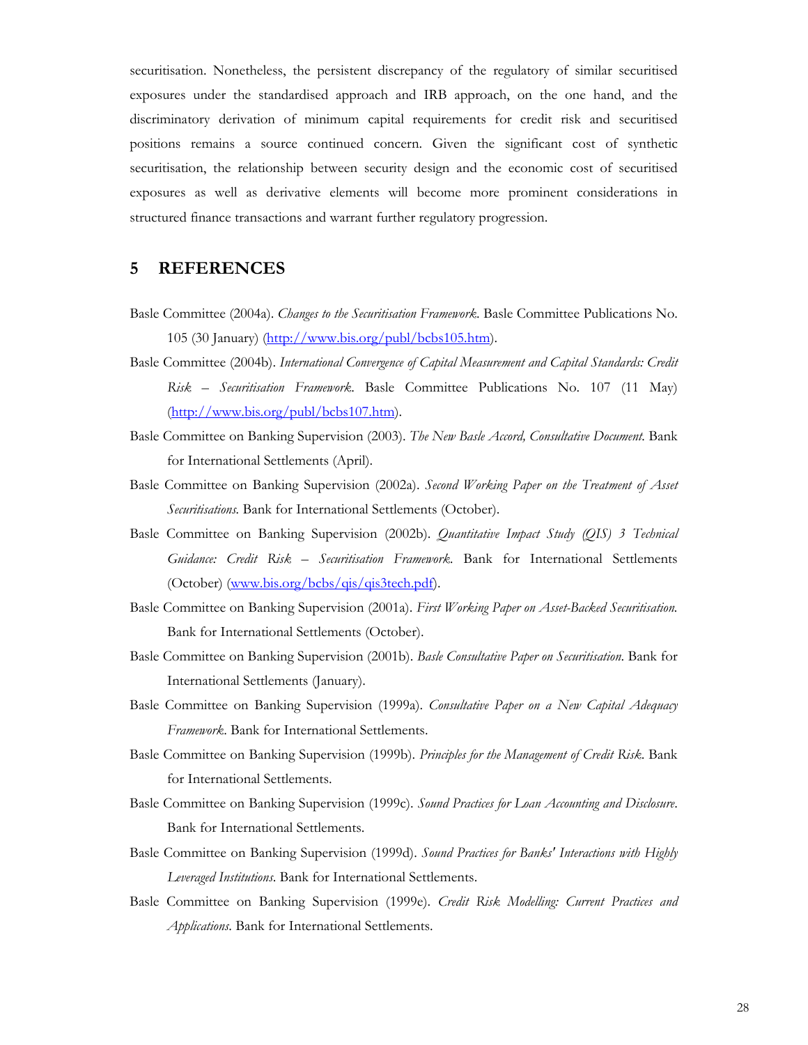securitisation. Nonetheless, the persistent discrepancy of the regulatory of similar securitised exposures under the standardised approach and IRB approach, on the one hand, and the discriminatory derivation of minimum capital requirements for credit risk and securitised positions remains a source continued concern. Given the significant cost of synthetic securitisation, the relationship between security design and the economic cost of securitised exposures as well as derivative elements will become more prominent considerations in structured finance transactions and warrant further regulatory progression.

## 5 REFERENCES

Basle Committee (2004a). *Changes to the Securitisation Framework*. Basle Committee Publications No. 105 (30 January) (http://www.bis.org/publ/bcbs105.htm).

Basle Committee (2004b). *International Convergence of Capital Measurement and Capital Standards: Credit Risk – Securitisation Framework*. Basle Committee Publications No. 107 (11 May) (http://www.bis.org/publ/bcbs107.htm).

Basle Committee on Banking Supervision (2003). *The New Basle Accord, Consultative Document.* Bank for International Settlements (April).

Basle Committee on Banking Supervision (2002a). *Second Working Paper on the Treatment of Asset Securitisations.* Bank for International Settlements (October).

Basle Committee on Banking Supervision (2002b). *Quantitative Impact Study (QIS) 3 Technical Guidance: Credit Risk – Securitisation Framework.* Bank for International Settlements (October) (www.bis.org/bcbs/qis/qis3tech.pdf).

Basle Committee on Banking Supervision (2001a). *First Working Paper on Asset-Backed Securitisation.* Bank for International Settlements (October).

Basle Committee on Banking Supervision (2001b). *Basle Consultative Paper on Securitisation*. Bank for International Settlements (January).

Basle Committee on Banking Supervision (1999a). *Consultative Paper on a New Capital Adequacy Framework*. Bank for International Settlements.

Basle Committee on Banking Supervision (1999b). *Principles for the Management of Credit Risk*. Bank for International Settlements.

Basle Committee on Banking Supervision (1999c). *Sound Practices for Loan Accounting and Disclosure*. Bank for International Settlements.

Basle Committee on Banking Supervision (1999d). *Sound Practices for Banks' Interactions with Highly Leveraged Institutions*. Bank for International Settlements.

Basle Committee on Banking Supervision (1999e). *Credit Risk Modelling: Current Practices and Applications*. Bank for International Settlements.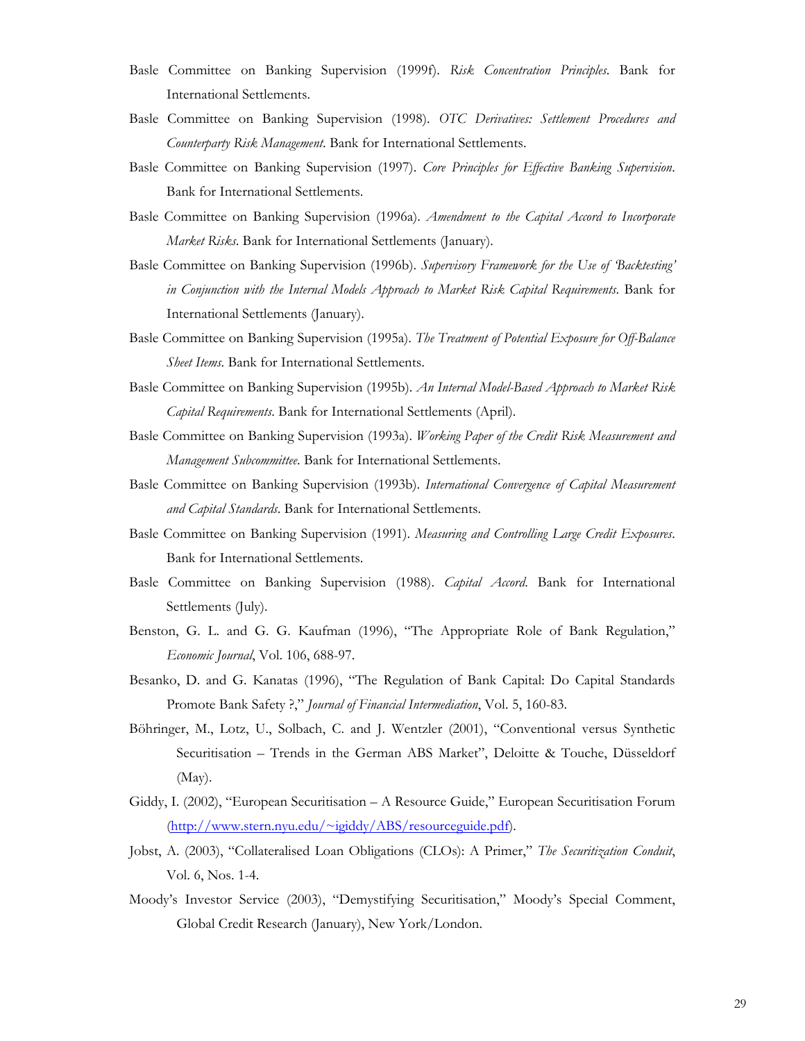Basle Committee on Banking Supervision (1999f). *Risk Concentration Principles*. Bank for International Settlements.

Basle Committee on Banking Supervision (1998). *OTC Derivatives: Settlement Procedures and Counterparty Risk Management*. Bank for International Settlements.

Basle Committee on Banking Supervision (1997). *Core Principles for Effective Banking Supervision*. Bank for International Settlements.

Basle Committee on Banking Supervision (1996a). *Amendment to the Capital Accord to Incorporate Market Risks*. Bank for International Settlements (January).

Basle Committee on Banking Supervision (1996b). *Supervisory Framework for the Use of 'Backtesting' in Conjunction with the Internal Models Approach to Market Risk Capital Requirements*. Bank for International Settlements (January).

Basle Committee on Banking Supervision (1995a). *The Treatment of Potential Exposure for Off-Balance Sheet Items*. Bank for International Settlements.

Basle Committee on Banking Supervision (1995b). *An Internal Model-Based Approach to Market Risk Capital Requirements*. Bank for International Settlements (April).

Basle Committee on Banking Supervision (1993a). *Working Paper of the Credit Risk Measurement and Management Subcommittee*. Bank for International Settlements.

Basle Committee on Banking Supervision (1993b). *International Convergence of Capital Measurement and Capital Standards*. Bank for International Settlements.

Basle Committee on Banking Supervision (1991). *Measuring and Controlling Large Credit Exposures*. Bank for International Settlements.

Basle Committee on Banking Supervision (1988). *Capital Accord*. Bank for International Settlements (July).

Benston, G. L. and G. G. Kaufman (1996), "The Appropriate Role of Bank Regulation," *Economic Journal*, Vol. 106, 688-97.

Besanko, D. and G. Kanatas (1996), "The Regulation of Bank Capital: Do Capital Standards Promote Bank Safety ?," *Journal of Financial Intermediation*, Vol. 5, 160-83.

Böhringer, M., Lotz, U., Solbach, C. and J. Wentzler (2001), "Conventional versus Synthetic Securitisation – Trends in the German ABS Market", Deloitte & Touche, Düsseldorf (May).

Giddy, I. (2002), "European Securitisation – A Resource Guide," European Securitisation Forum (http://www.stern.nyu.edu/~igiddy/ABS/resourceguide.pdf).

Jobst, A. (2003), "Collateralised Loan Obligations (CLOs): A Primer," *The Securitization Conduit*, Vol. 6, Nos. 1-4.

Moody's Investor Service (2003), "Demystifying Securitisation," Moody's Special Comment, Global Credit Research (January), New York/London.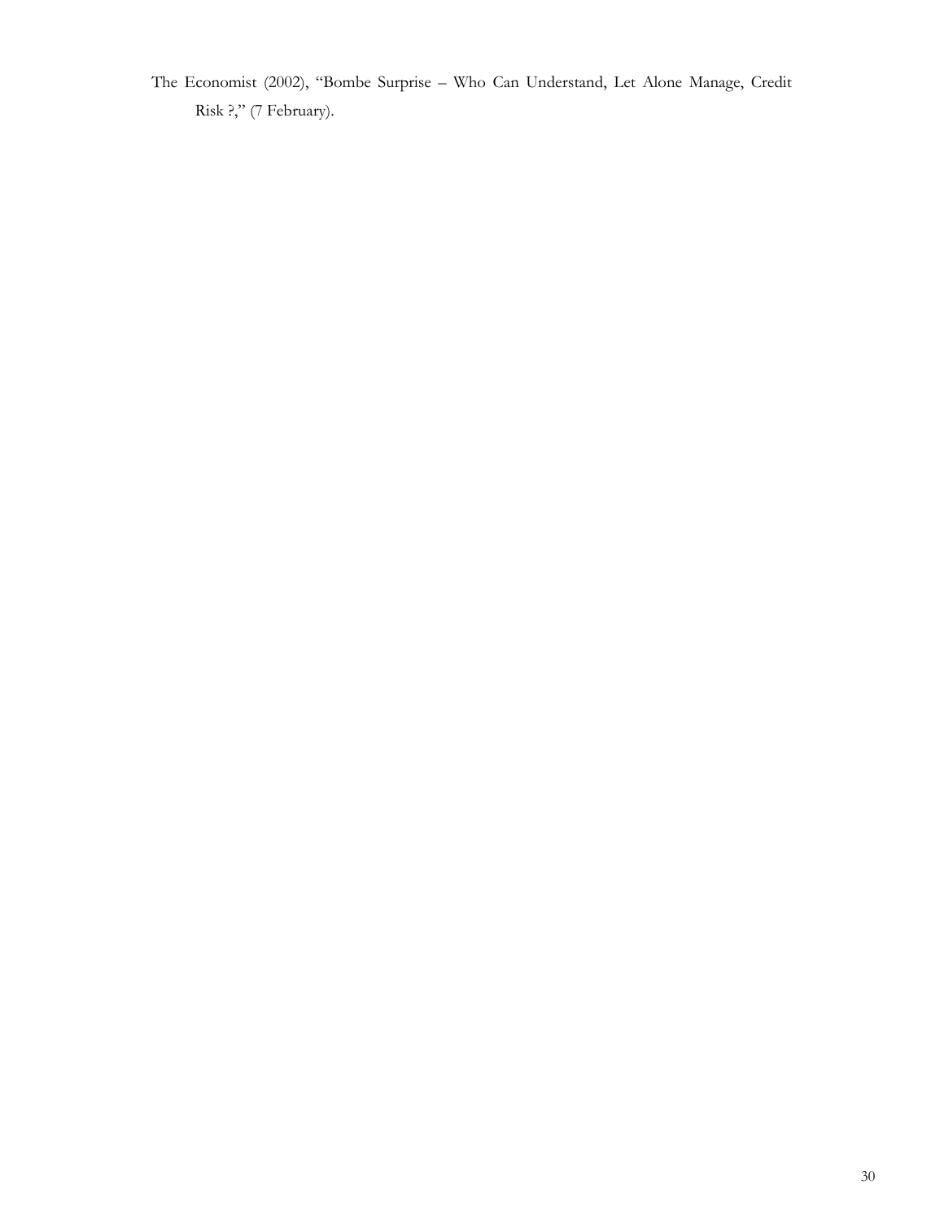The Economist (2002), "Bombe Surprise – Who Can Understand, Let Alone Manage, Credit Risk ?," (7 February).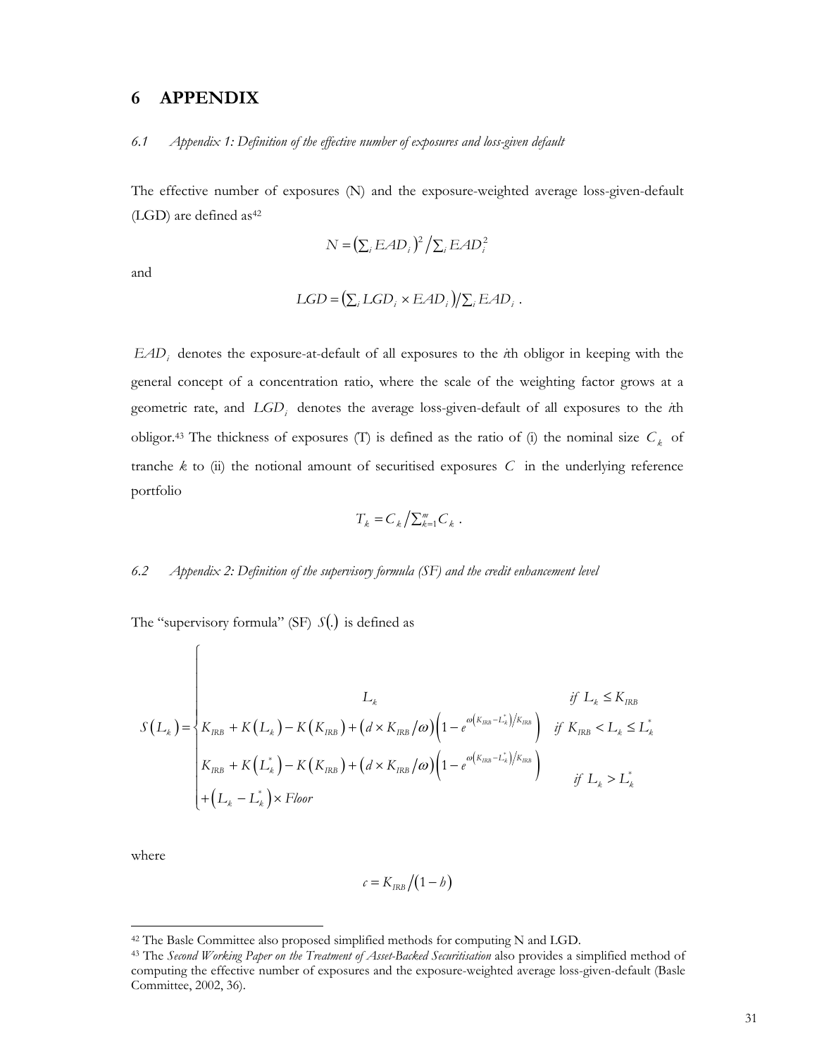# 6 APPENDIX

*6.1 Appendix 1: Definition of the effective number of exposures and loss-given default*

The effective number of exposures (N) and the exposure-weighted average loss-given-default (LGD) are defined as[42]

$$N = \left(\sum_i EAD_i\right)^2 \Big/ \sum_i EAD_i^2$$

and

$$LGD = \left(\sum_i LGD_i \times EAD_i\right) \Big/ \sum_i EAD_i \; .$$

$EAD_i$ denotes the exposure-at-default of all exposures to the *i*th obligor in keeping with the general concept of a concentration ratio, where the scale of the weighting factor grows at a geometric rate, and $LGD_i$ denotes the average loss-given-default of all exposures to the *i*th obligor.[43] The thickness of exposures (T) is defined as the ratio of (i) the nominal size $C_k$ of tranche *k* to (ii) the notional amount of securitised exposures $C$ in the underlying reference portfolio

$$T_k = C_k \Big/ \sum_{k=1}^{m} C_k \; .$$

*6.2 Appendix 2: Definition of the supervisory formula (SF) and the credit enhancement level*

The "supervisory formula" (SF) $S(.)$ is defined as

$$S\left(L_k\right) = \begin{cases} L_k & \text{if } L_k \leq K_{IRB} \\ K_{IRB} + K\left(L_k\right) - K\left(K_{IRB}\right) + \left(d \times K_{IRB}/\omega\right)\left(1 - e^{\omega\left(K_{IRB} - L_k^*\right)/K_{IRB}}\right) & \text{if } K_{IRB} < L_k \leq L_k^* \\ K_{IRB} + K\left(L_k^*\right) - K\left(K_{IRB}\right) + \left(d \times K_{IRB}/\omega\right)\left(1 - e^{\omega\left(K_{IRB} - L_k^*\right)/K_{IRB}}\right) & \\ + \left(L_k - L_k^*\right) \times Floor & \text{if } L_k > L_k^* \end{cases}$$

where

$$c = K_{IRB} \big/ \left(1 - h\right)$$

---

[42] The Basle Committee also proposed simplified methods for computing N and LGD.

[43] The *Second Working Paper on the Treatment of Asset-Backed Securitisation* also provides a simplified method of computing the effective number of exposures and the exposure-weighted average loss-given-default (Basle Committee, 2002, 36).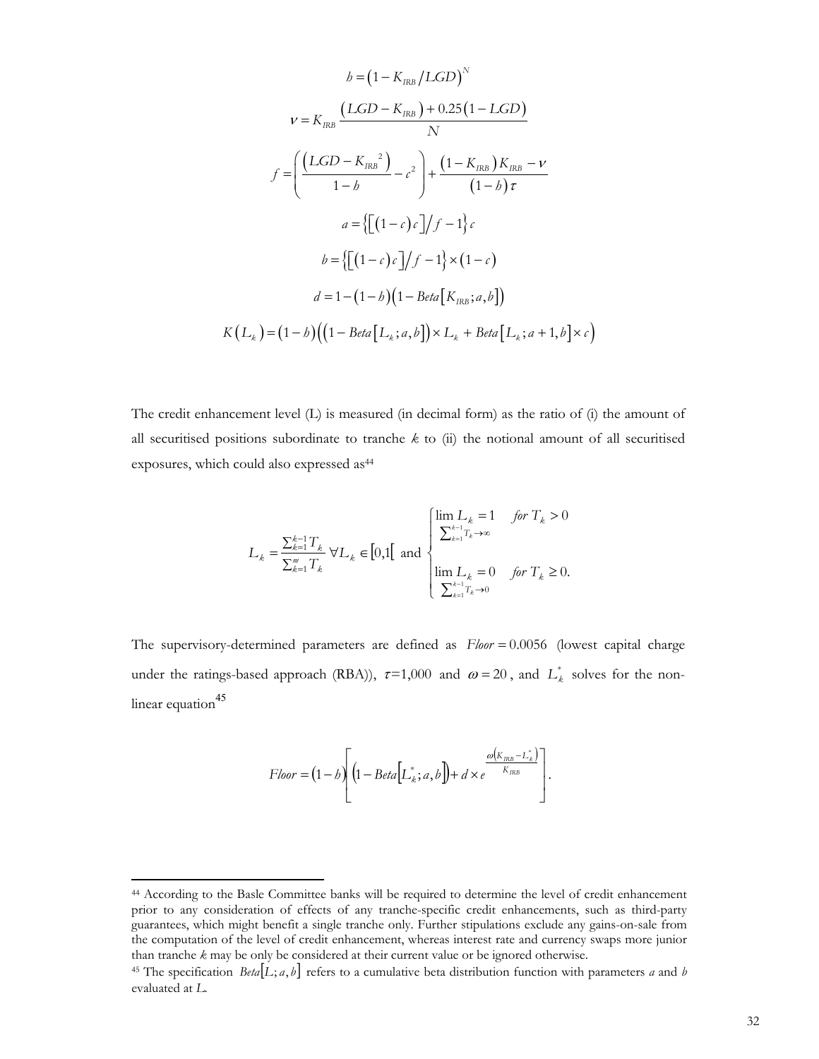$$h = \left(1 - K_{IRB}/LGD\right)^{N}$$

$$v = K_{IRB}\frac{\left(LGD - K_{IRB}\right) + 0.25\left(1 - LGD\right)}{N}$$

$$f = \left(\frac{\left(LGD - K_{IRB}{}^{2}\right)}{1-h} - c^{2}\right) + \frac{\left(1 - K_{IRB}\right)K_{IRB} - v}{\left(1-h\right)\tau}$$

$$a = \left\{\left[\left(1-c\right)c\right]/f - 1\right\}c$$

$$b = \left\{\left[\left(1-c\right)c\right]/f - 1\right\} \times \left(1-c\right)$$

$$d = 1 - \left(1-h\right)\left(1 - Beta\left[K_{IRB}; a, b\right]\right)$$

$$K\left(L_{k}\right) = \left(1-h\right)\left(\left(1 - Beta\left[L_{k}; a, b\right]\right) \times L_{k} + Beta\left[L_{k}; a+1, b\right] \times c\right)$$

The credit enhancement level (L) is measured (in decimal form) as the ratio of (i) the amount of all securitised positions subordinate to tranche *k* to (ii) the notional amount of all securitised exposures, which could also expressed as[44]

$$L_{k} = \frac{\sum_{k=1}^{k-1} T_{k}}{\sum_{k=1}^{m} T_{k}} \;\forall L_{k} \in \left[0,1\right[ \text{ and } \begin{cases} \lim\limits_{\sum_{k=1}^{k-1} T_{k} \to \infty} L_{k} = 1 & \text{for } T_{k} > 0 \\ \lim\limits_{\sum_{k=1}^{k-1} T_{k} \to 0} L_{k} = 0 & \text{for } T_{k} \geq 0. \end{cases}$$

The supervisory-determined parameters are defined as $Floor = 0.0056$ (lowest capital charge under the ratings-based approach (RBA)), $\tau$=1,000 and $\omega = 20$, and $L_{k}^{*}$ solves for the non-linear equation[45]

$$Floor = \left(1-h\right)\left[\left(1 - Beta\left[L_{k}^{*}; a, b\right]\right) + d \times e^{\frac{\omega\left(K_{IRB} - L_{k}^{*}\right)}{K_{IRB}}}\right].$$

---

[44] According to the Basle Committee banks will be required to determine the level of credit enhancement prior to any consideration of effects of any tranche-specific credit enhancements, such as third-party guarantees, which might benefit a single tranche only. Further stipulations exclude any gains-on-sale from the computation of the level of credit enhancement, whereas interest rate and currency swaps more junior than tranche *k* may be only be considered at their current value or be ignored otherwise.

[45] The specification $Beta\left[L; a, b\right]$ refers to a cumulative beta distribution function with parameters *a* and *b* evaluated at *L*.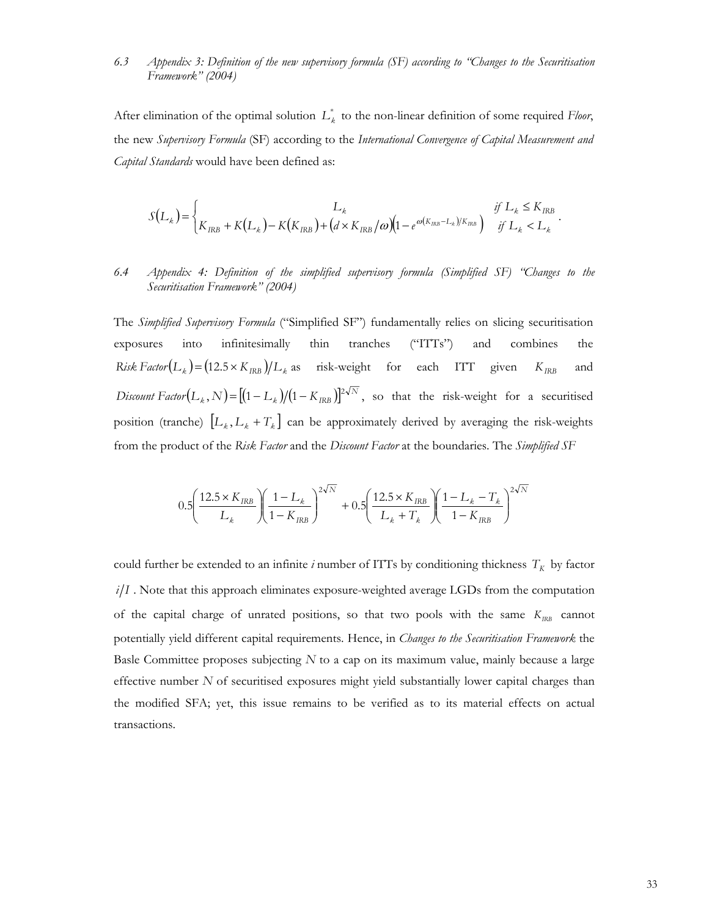### 6.3 *Appendix 3: Definition of the new supervisory formula (SF) according to "Changes to the Securitisation Framework" (2004)*

After elimination of the optimal solution $L_k^*$ to the non-linear definition of some required *Floor*, the new *Supervisory Formula* (SF) according to the *International Convergence of Capital Measurement and Capital Standards* would have been defined as:

$$S(L_k) = \begin{cases} L_k & \text{if } L_k \leq K_{IRB} \\ K_{IRB} + K(L_k) - K(K_{IRB}) + (d \times K_{IRB}/\omega)\left(1 - e^{\omega(K_{IRB} - L_k)/K_{IRB}}\right) & \text{if } L_k < L_k \end{cases}.$$

### 6.4 *Appendix 4: Definition of the simplified supervisory formula (Simplified SF) "Changes to the Securitisation Framework" (2004)*

The *Simplified Supervisory Formula* ("Simplified SF") fundamentally relies on slicing securitisation exposures into infinitesimally thin tranches ("ITTs") and combines the $\textit{Risk Factor}(L_k) = (12.5 \times K_{IRB})/L_k$ as risk-weight for each ITT given $K_{IRB}$ and $\textit{Discount Factor}(L_k, N) = \left[(1 - L_k)/(1 - K_{IRB})\right]^{2\sqrt{N}}$, so that the risk-weight for a securitised position (tranche) $[L_k, L_k + T_k]$ can be approximately derived by averaging the risk-weights from the product of the *Risk Factor* and the *Discount Factor* at the boundaries. The *Simplified SF*

$$0.5\left(\frac{12.5 \times K_{IRB}}{L_k}\right)\left(\frac{1 - L_k}{1 - K_{IRB}}\right)^{2\sqrt{N}} + 0.5\left(\frac{12.5 \times K_{IRB}}{L_k + T_k}\right)\left(\frac{1 - L_k - T_k}{1 - K_{IRB}}\right)^{2\sqrt{N}}$$

could further be extended to an infinite $i$ number of ITTs by conditioning thickness $T_K$ by factor $i/I$. Note that this approach eliminates exposure-weighted average LGDs from the computation of the capital charge of unrated positions, so that two pools with the same $K_{IRB}$ cannot potentially yield different capital requirements. Hence, in *Changes to the Securitisation Framework* the Basle Committee proposes subjecting $N$ to a cap on its maximum value, mainly because a large effective number $N$ of securitised exposures might yield substantially lower capital charges than the modified SFA; yet, this issue remains to be verified as to its material effects on actual transactions.